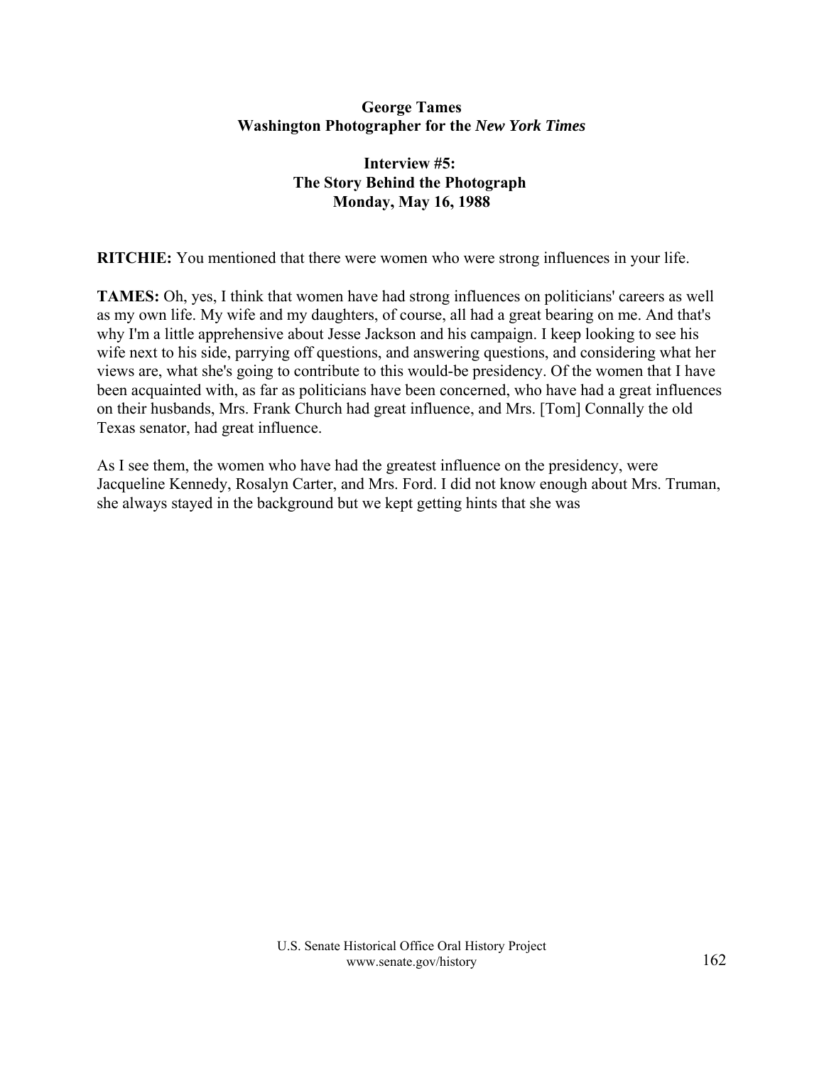**George Tames**
**Washington Photographer for the *New York Times***

**Interview #5:**
**The Story Behind the Photograph**
**Monday, May 16, 1988**

**RITCHIE:** You mentioned that there were women who were strong influences in your life.

**TAMES:** Oh, yes, I think that women have had strong influences on politicians' careers as well as my own life. My wife and my daughters, of course, all had a great bearing on me. And that's why I'm a little apprehensive about Jesse Jackson and his campaign. I keep looking to see his wife next to his side, parrying off questions, and answering questions, and considering what her views are, what she's going to contribute to this would-be presidency. Of the women that I have been acquainted with, as far as politicians have been concerned, who have had a great influences on their husbands, Mrs. Frank Church had great influence, and Mrs. [Tom] Connally the old Texas senator, had great influence.

As I see them, the women who have had the greatest influence on the presidency, were Jacqueline Kennedy, Rosalyn Carter, and Mrs. Ford. I did not know enough about Mrs. Truman, she always stayed in the background but we kept getting hints that she was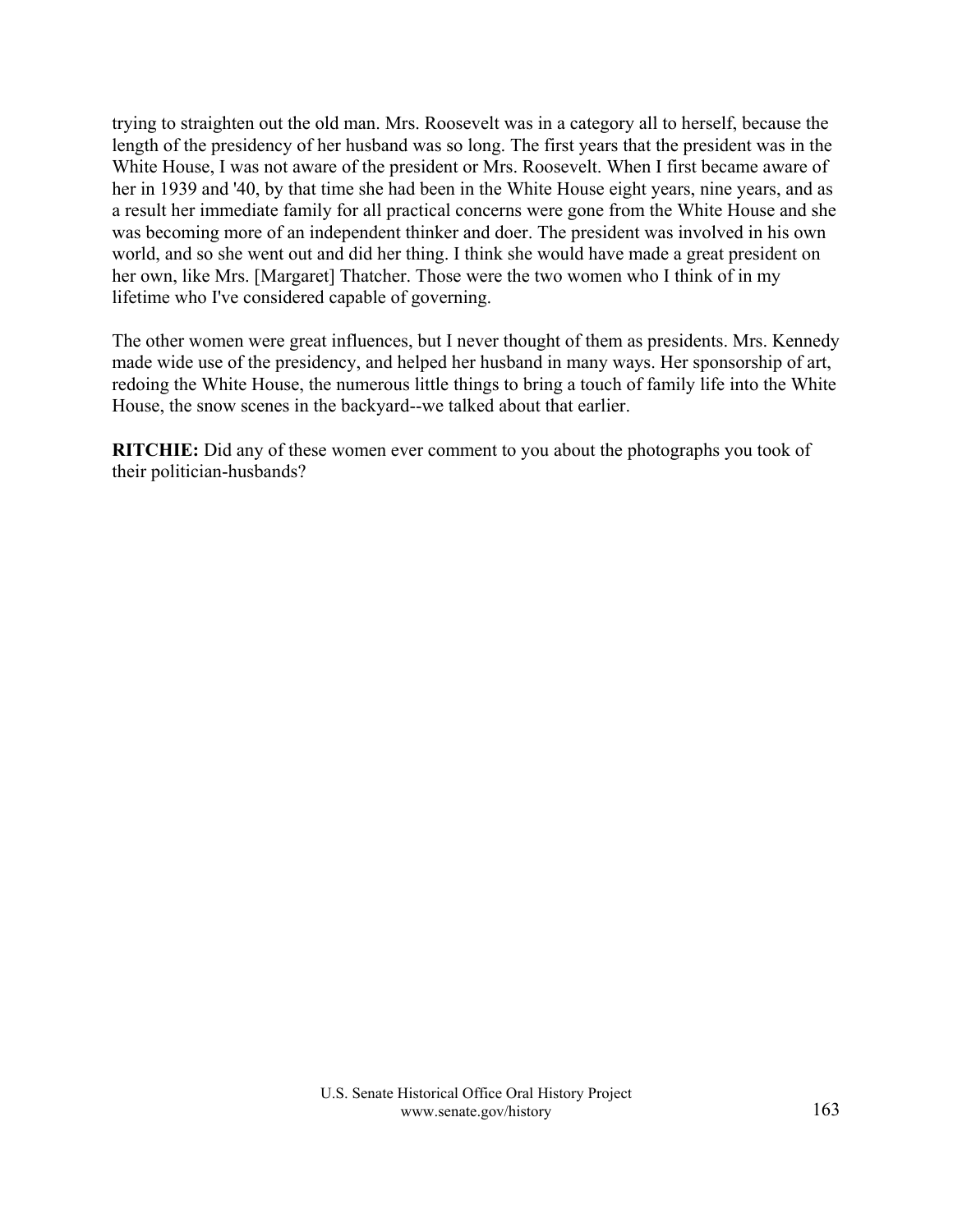trying to straighten out the old man. Mrs. Roosevelt was in a category all to herself, because the length of the presidency of her husband was so long. The first years that the president was in the White House, I was not aware of the president or Mrs. Roosevelt. When I first became aware of her in 1939 and '40, by that time she had been in the White House eight years, nine years, and as a result her immediate family for all practical concerns were gone from the White House and she was becoming more of an independent thinker and doer. The president was involved in his own world, and so she went out and did her thing. I think she would have made a great president on her own, like Mrs. [Margaret] Thatcher. Those were the two women who I think of in my lifetime who I've considered capable of governing.

The other women were great influences, but I never thought of them as presidents. Mrs. Kennedy made wide use of the presidency, and helped her husband in many ways. Her sponsorship of art, redoing the White House, the numerous little things to bring a touch of family life into the White House, the snow scenes in the backyard--we talked about that earlier.

**RITCHIE:** Did any of these women ever comment to you about the photographs you took of their politician-husbands?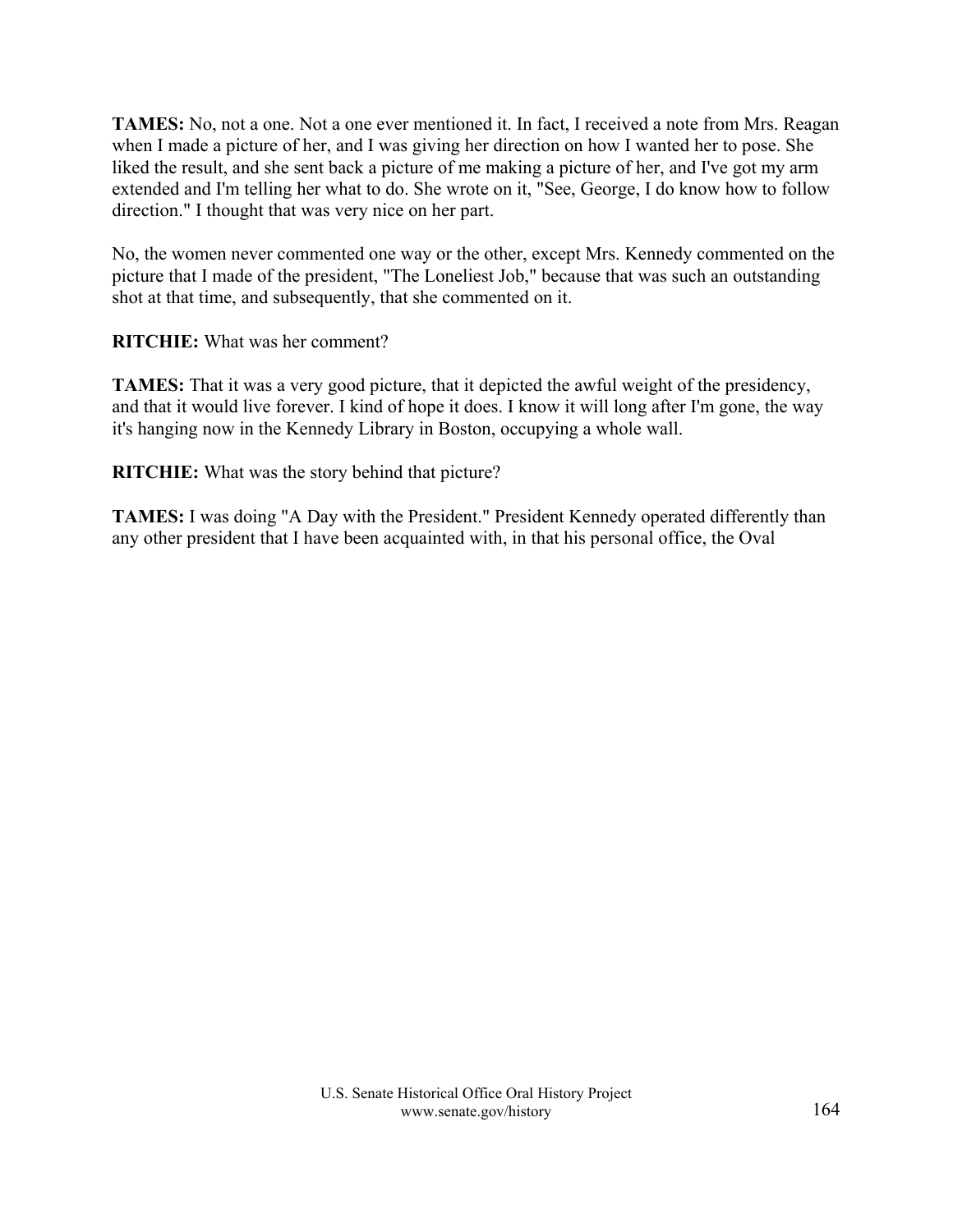**TAMES:** No, not a one. Not a one ever mentioned it. In fact, I received a note from Mrs. Reagan when I made a picture of her, and I was giving her direction on how I wanted her to pose. She liked the result, and she sent back a picture of me making a picture of her, and I've got my arm extended and I'm telling her what to do. She wrote on it, "See, George, I do know how to follow direction." I thought that was very nice on her part.

No, the women never commented one way or the other, except Mrs. Kennedy commented on the picture that I made of the president, "The Loneliest Job," because that was such an outstanding shot at that time, and subsequently, that she commented on it.

**RITCHIE:** What was her comment?

**TAMES:** That it was a very good picture, that it depicted the awful weight of the presidency, and that it would live forever. I kind of hope it does. I know it will long after I'm gone, the way it's hanging now in the Kennedy Library in Boston, occupying a whole wall.

**RITCHIE:** What was the story behind that picture?

**TAMES:** I was doing "A Day with the President." President Kennedy operated differently than any other president that I have been acquainted with, in that his personal office, the Oval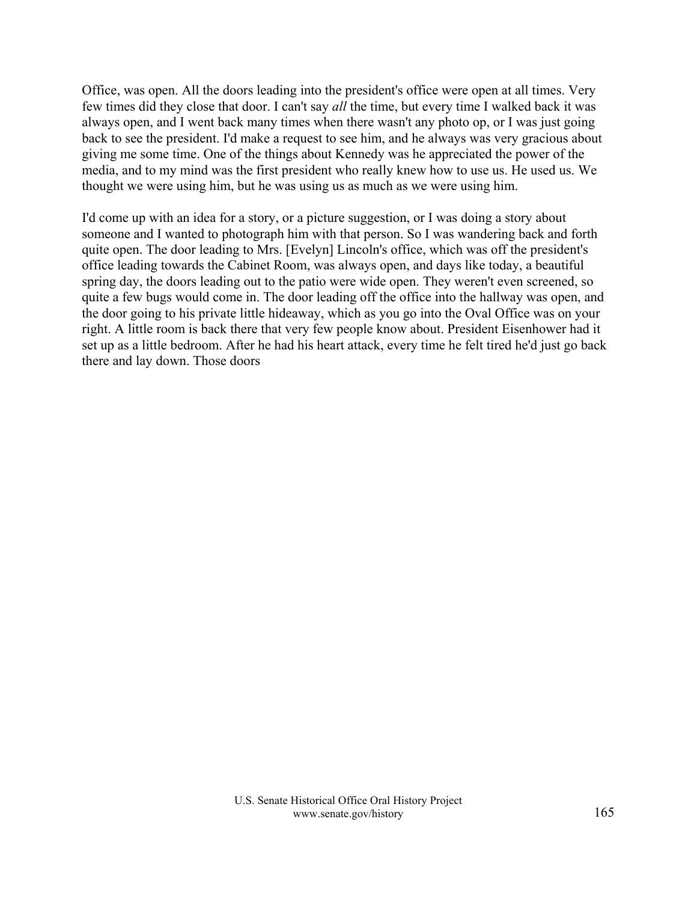Office, was open. All the doors leading into the president's office were open at all times. Very few times did they close that door. I can't say *all* the time, but every time I walked back it was always open, and I went back many times when there wasn't any photo op, or I was just going back to see the president. I'd make a request to see him, and he always was very gracious about giving me some time. One of the things about Kennedy was he appreciated the power of the media, and to my mind was the first president who really knew how to use us. He used us. We thought we were using him, but he was using us as much as we were using him.

I'd come up with an idea for a story, or a picture suggestion, or I was doing a story about someone and I wanted to photograph him with that person. So I was wandering back and forth quite open. The door leading to Mrs. [Evelyn] Lincoln's office, which was off the president's office leading towards the Cabinet Room, was always open, and days like today, a beautiful spring day, the doors leading out to the patio were wide open. They weren't even screened, so quite a few bugs would come in. The door leading off the office into the hallway was open, and the door going to his private little hideaway, which as you go into the Oval Office was on your right. A little room is back there that very few people know about. President Eisenhower had it set up as a little bedroom. After he had his heart attack, every time he felt tired he'd just go back there and lay down. Those doors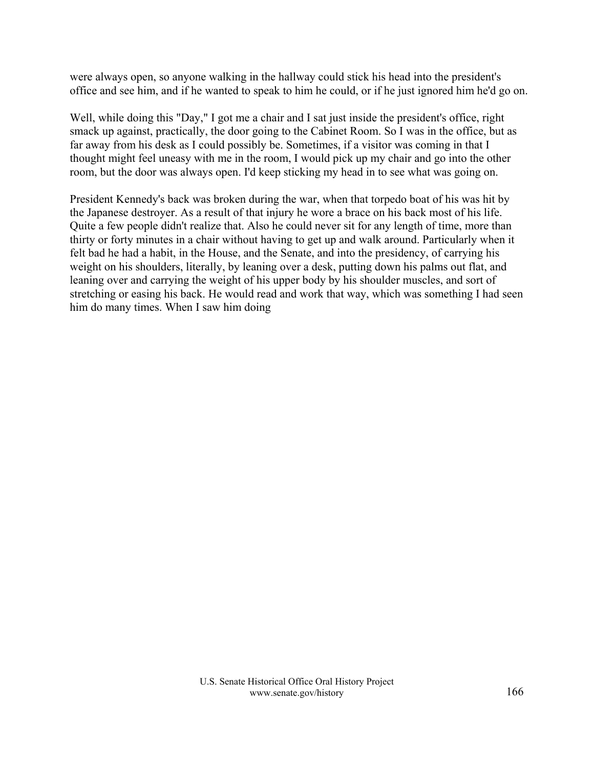were always open, so anyone walking in the hallway could stick his head into the president's office and see him, and if he wanted to speak to him he could, or if he just ignored him he'd go on.

Well, while doing this "Day," I got me a chair and I sat just inside the president's office, right smack up against, practically, the door going to the Cabinet Room. So I was in the office, but as far away from his desk as I could possibly be. Sometimes, if a visitor was coming in that I thought might feel uneasy with me in the room, I would pick up my chair and go into the other room, but the door was always open. I'd keep sticking my head in to see what was going on.

President Kennedy's back was broken during the war, when that torpedo boat of his was hit by the Japanese destroyer. As a result of that injury he wore a brace on his back most of his life. Quite a few people didn't realize that. Also he could never sit for any length of time, more than thirty or forty minutes in a chair without having to get up and walk around. Particularly when it felt bad he had a habit, in the House, and the Senate, and into the presidency, of carrying his weight on his shoulders, literally, by leaning over a desk, putting down his palms out flat, and leaning over and carrying the weight of his upper body by his shoulder muscles, and sort of stretching or easing his back. He would read and work that way, which was something I had seen him do many times. When I saw him doing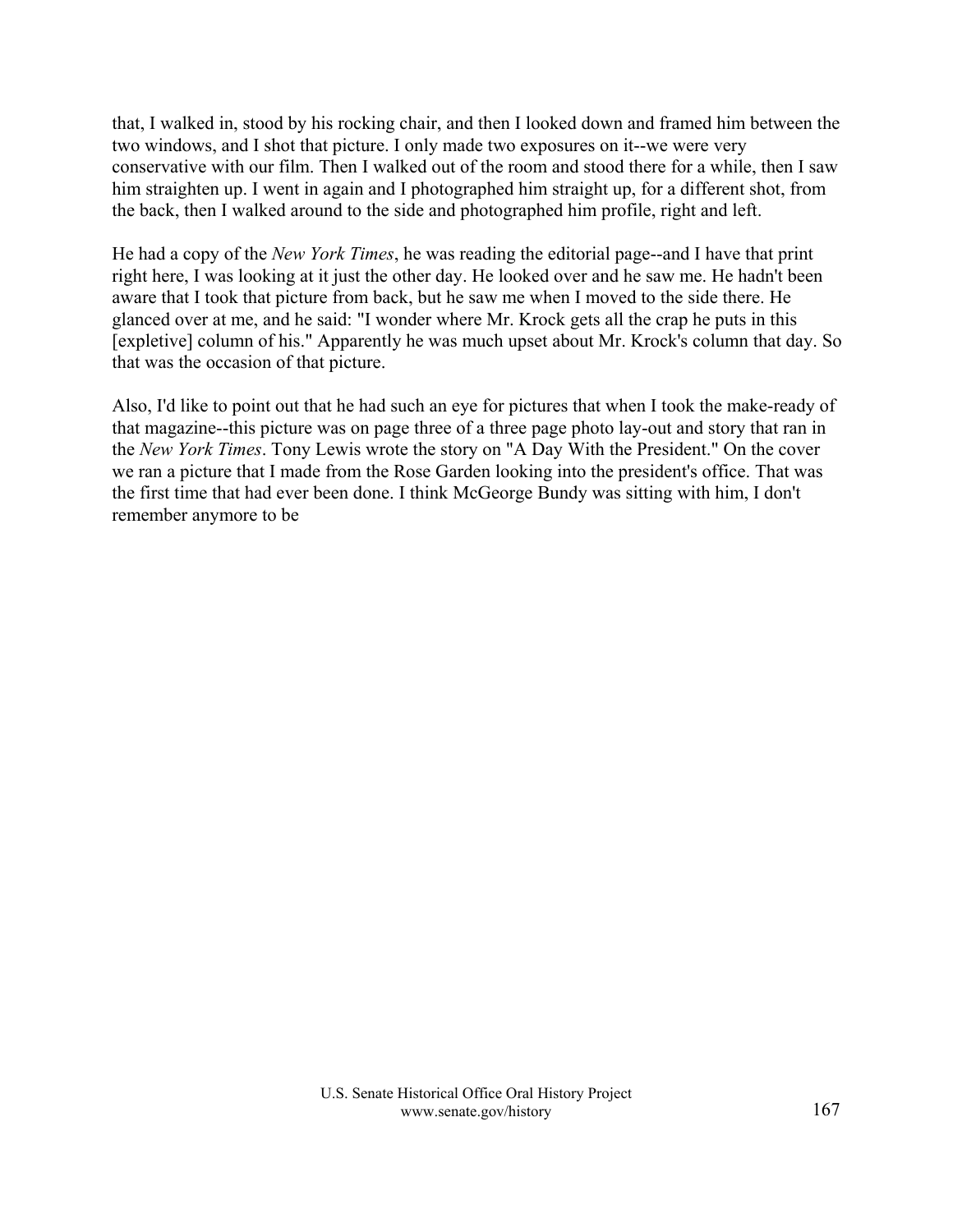that, I walked in, stood by his rocking chair, and then I looked down and framed him between the two windows, and I shot that picture. I only made two exposures on it--we were very conservative with our film. Then I walked out of the room and stood there for a while, then I saw him straighten up. I went in again and I photographed him straight up, for a different shot, from the back, then I walked around to the side and photographed him profile, right and left.

He had a copy of the *New York Times*, he was reading the editorial page--and I have that print right here, I was looking at it just the other day. He looked over and he saw me. He hadn't been aware that I took that picture from back, but he saw me when I moved to the side there. He glanced over at me, and he said: "I wonder where Mr. Krock gets all the crap he puts in this [expletive] column of his." Apparently he was much upset about Mr. Krock's column that day. So that was the occasion of that picture.

Also, I'd like to point out that he had such an eye for pictures that when I took the make-ready of that magazine--this picture was on page three of a three page photo lay-out and story that ran in the *New York Times*. Tony Lewis wrote the story on "A Day With the President." On the cover we ran a picture that I made from the Rose Garden looking into the president's office. That was the first time that had ever been done. I think McGeorge Bundy was sitting with him, I don't remember anymore to be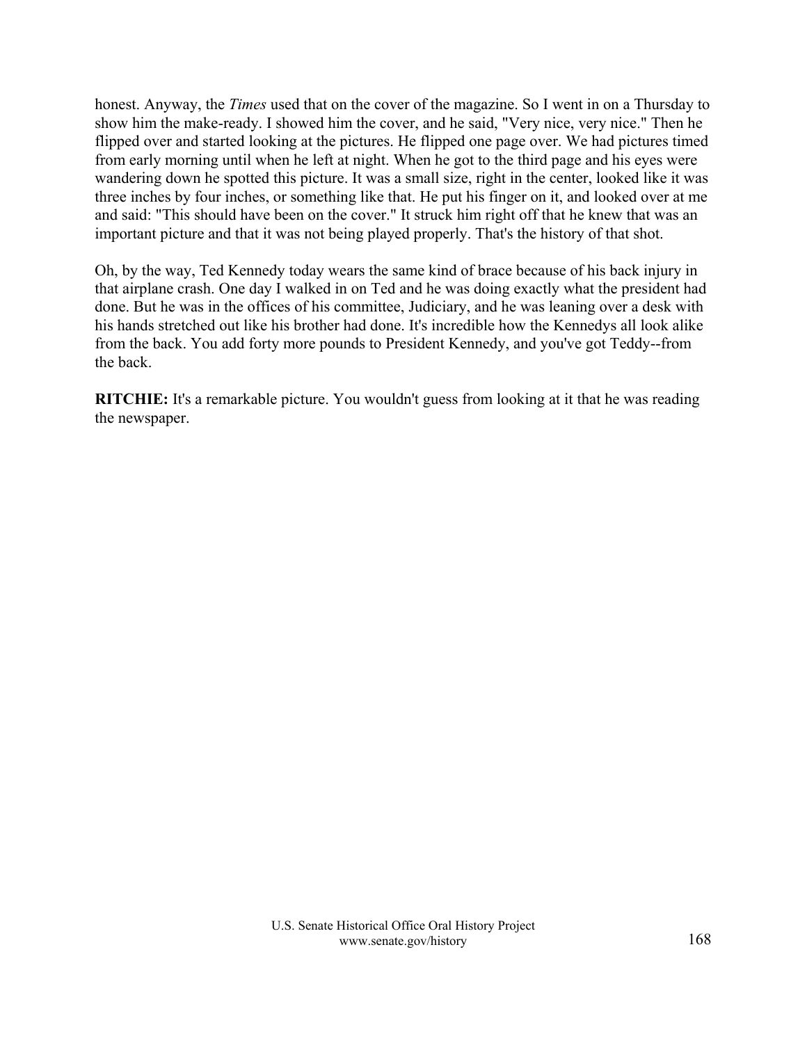honest. Anyway, the *Times* used that on the cover of the magazine. So I went in on a Thursday to show him the make-ready. I showed him the cover, and he said, "Very nice, very nice." Then he flipped over and started looking at the pictures. He flipped one page over. We had pictures timed from early morning until when he left at night. When he got to the third page and his eyes were wandering down he spotted this picture. It was a small size, right in the center, looked like it was three inches by four inches, or something like that. He put his finger on it, and looked over at me and said: "This should have been on the cover." It struck him right off that he knew that was an important picture and that it was not being played properly. That's the history of that shot.

Oh, by the way, Ted Kennedy today wears the same kind of brace because of his back injury in that airplane crash. One day I walked in on Ted and he was doing exactly what the president had done. But he was in the offices of his committee, Judiciary, and he was leaning over a desk with his hands stretched out like his brother had done. It's incredible how the Kennedys all look alike from the back. You add forty more pounds to President Kennedy, and you've got Teddy--from the back.

**RITCHIE:** It's a remarkable picture. You wouldn't guess from looking at it that he was reading the newspaper.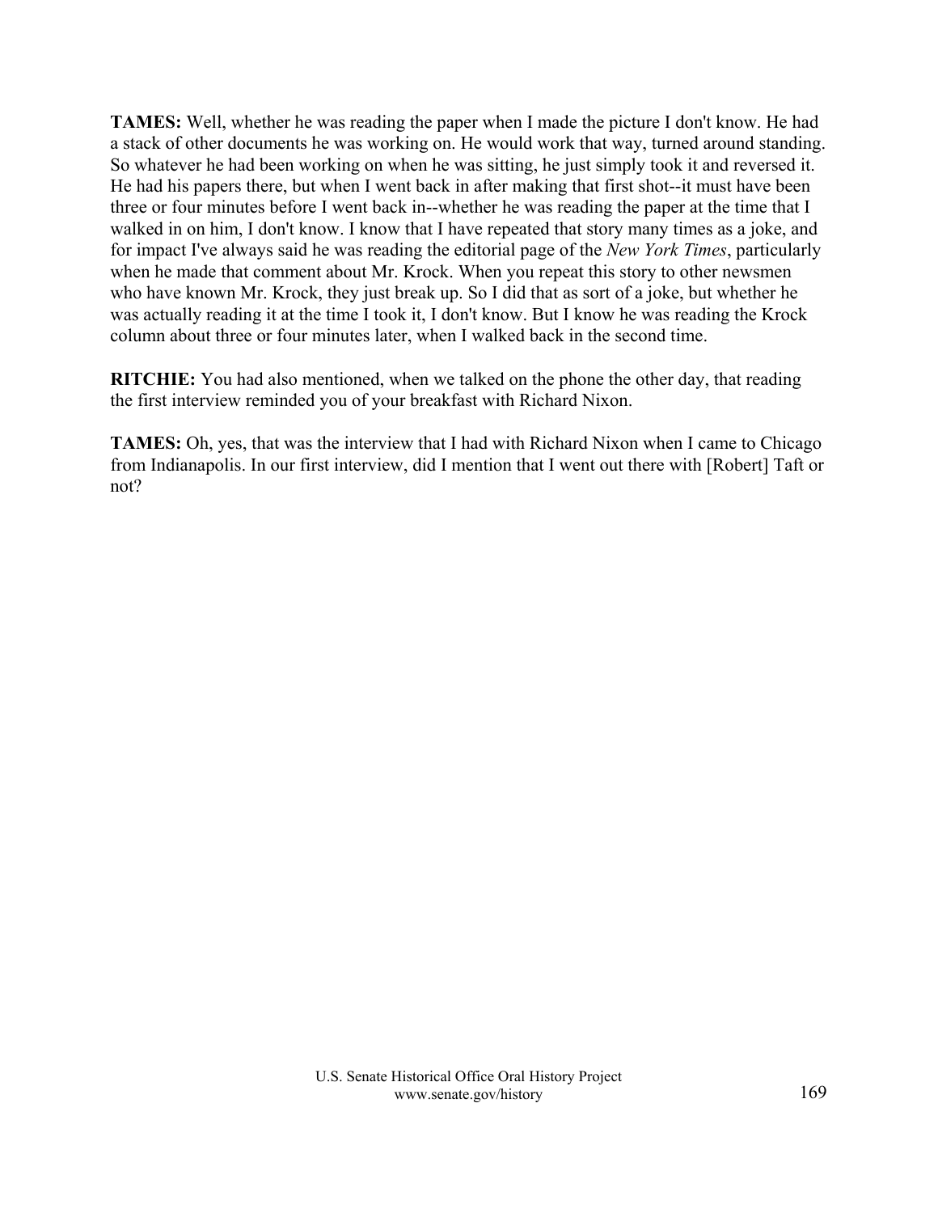**TAMES:** Well, whether he was reading the paper when I made the picture I don't know. He had a stack of other documents he was working on. He would work that way, turned around standing. So whatever he had been working on when he was sitting, he just simply took it and reversed it. He had his papers there, but when I went back in after making that first shot--it must have been three or four minutes before I went back in--whether he was reading the paper at the time that I walked in on him, I don't know. I know that I have repeated that story many times as a joke, and for impact I've always said he was reading the editorial page of the *New York Times*, particularly when he made that comment about Mr. Krock. When you repeat this story to other newsmen who have known Mr. Krock, they just break up. So I did that as sort of a joke, but whether he was actually reading it at the time I took it, I don't know. But I know he was reading the Krock column about three or four minutes later, when I walked back in the second time.

**RITCHIE:** You had also mentioned, when we talked on the phone the other day, that reading the first interview reminded you of your breakfast with Richard Nixon.

**TAMES:** Oh, yes, that was the interview that I had with Richard Nixon when I came to Chicago from Indianapolis. In our first interview, did I mention that I went out there with [Robert] Taft or not?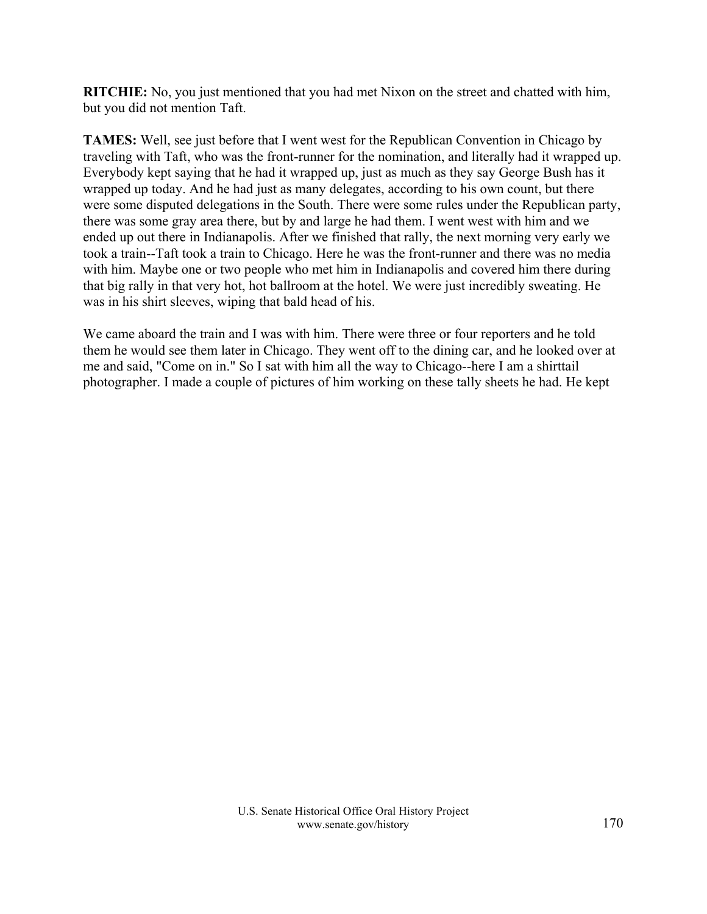**RITCHIE:** No, you just mentioned that you had met Nixon on the street and chatted with him, but you did not mention Taft.

**TAMES:** Well, see just before that I went west for the Republican Convention in Chicago by traveling with Taft, who was the front-runner for the nomination, and literally had it wrapped up. Everybody kept saying that he had it wrapped up, just as much as they say George Bush has it wrapped up today. And he had just as many delegates, according to his own count, but there were some disputed delegations in the South. There were some rules under the Republican party, there was some gray area there, but by and large he had them. I went west with him and we ended up out there in Indianapolis. After we finished that rally, the next morning very early we took a train--Taft took a train to Chicago. Here he was the front-runner and there was no media with him. Maybe one or two people who met him in Indianapolis and covered him there during that big rally in that very hot, hot ballroom at the hotel. We were just incredibly sweating. He was in his shirt sleeves, wiping that bald head of his.

We came aboard the train and I was with him. There were three or four reporters and he told them he would see them later in Chicago. They went off to the dining car, and he looked over at me and said, "Come on in." So I sat with him all the way to Chicago--here I am a shirttail photographer. I made a couple of pictures of him working on these tally sheets he had. He kept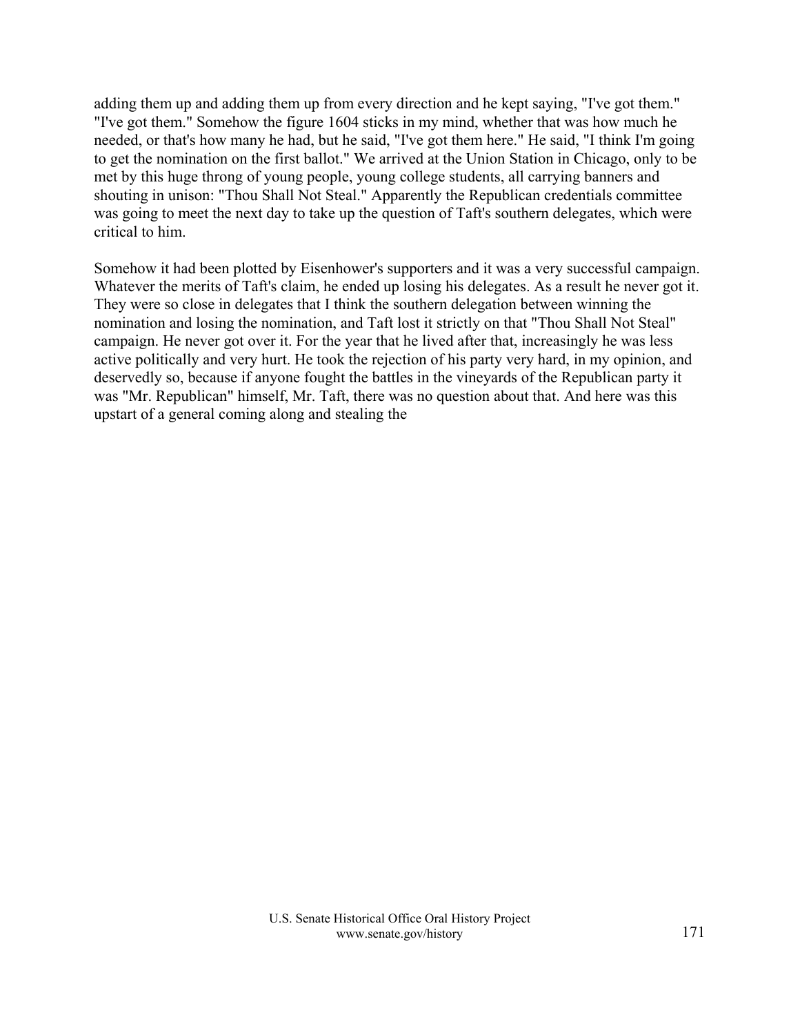adding them up and adding them up from every direction and he kept saying, "I've got them." "I've got them." Somehow the figure 1604 sticks in my mind, whether that was how much he needed, or that's how many he had, but he said, "I've got them here." He said, "I think I'm going to get the nomination on the first ballot." We arrived at the Union Station in Chicago, only to be met by this huge throng of young people, young college students, all carrying banners and shouting in unison: "Thou Shall Not Steal." Apparently the Republican credentials committee was going to meet the next day to take up the question of Taft's southern delegates, which were critical to him.

Somehow it had been plotted by Eisenhower's supporters and it was a very successful campaign. Whatever the merits of Taft's claim, he ended up losing his delegates. As a result he never got it. They were so close in delegates that I think the southern delegation between winning the nomination and losing the nomination, and Taft lost it strictly on that "Thou Shall Not Steal" campaign. He never got over it. For the year that he lived after that, increasingly he was less active politically and very hurt. He took the rejection of his party very hard, in my opinion, and deservedly so, because if anyone fought the battles in the vineyards of the Republican party it was "Mr. Republican" himself, Mr. Taft, there was no question about that. And here was this upstart of a general coming along and stealing the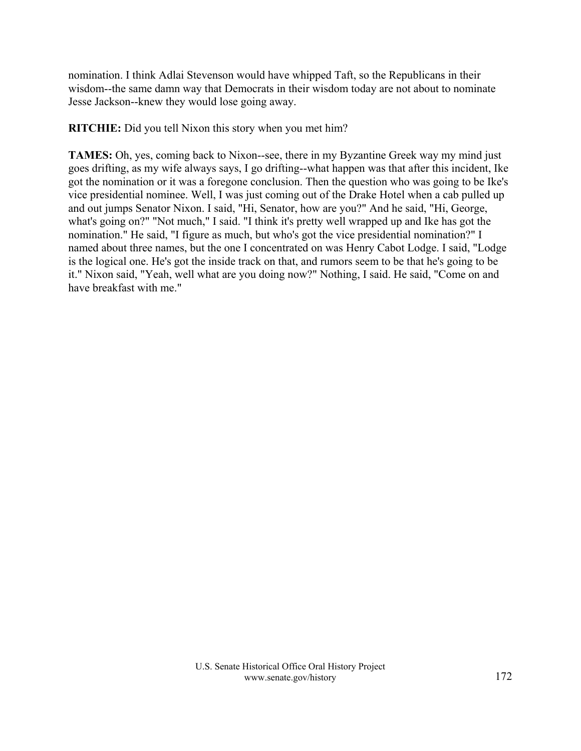nomination. I think Adlai Stevenson would have whipped Taft, so the Republicans in their wisdom--the same damn way that Democrats in their wisdom today are not about to nominate Jesse Jackson--knew they would lose going away.

**RITCHIE:** Did you tell Nixon this story when you met him?

**TAMES:** Oh, yes, coming back to Nixon--see, there in my Byzantine Greek way my mind just goes drifting, as my wife always says, I go drifting--what happen was that after this incident, Ike got the nomination or it was a foregone conclusion. Then the question who was going to be Ike's vice presidential nominee. Well, I was just coming out of the Drake Hotel when a cab pulled up and out jumps Senator Nixon. I said, "Hi, Senator, how are you?" And he said, "Hi, George, what's going on?" "Not much," I said. "I think it's pretty well wrapped up and Ike has got the nomination." He said, "I figure as much, but who's got the vice presidential nomination?" I named about three names, but the one I concentrated on was Henry Cabot Lodge. I said, "Lodge is the logical one. He's got the inside track on that, and rumors seem to be that he's going to be it." Nixon said, "Yeah, well what are you doing now?" Nothing, I said. He said, "Come on and have breakfast with me."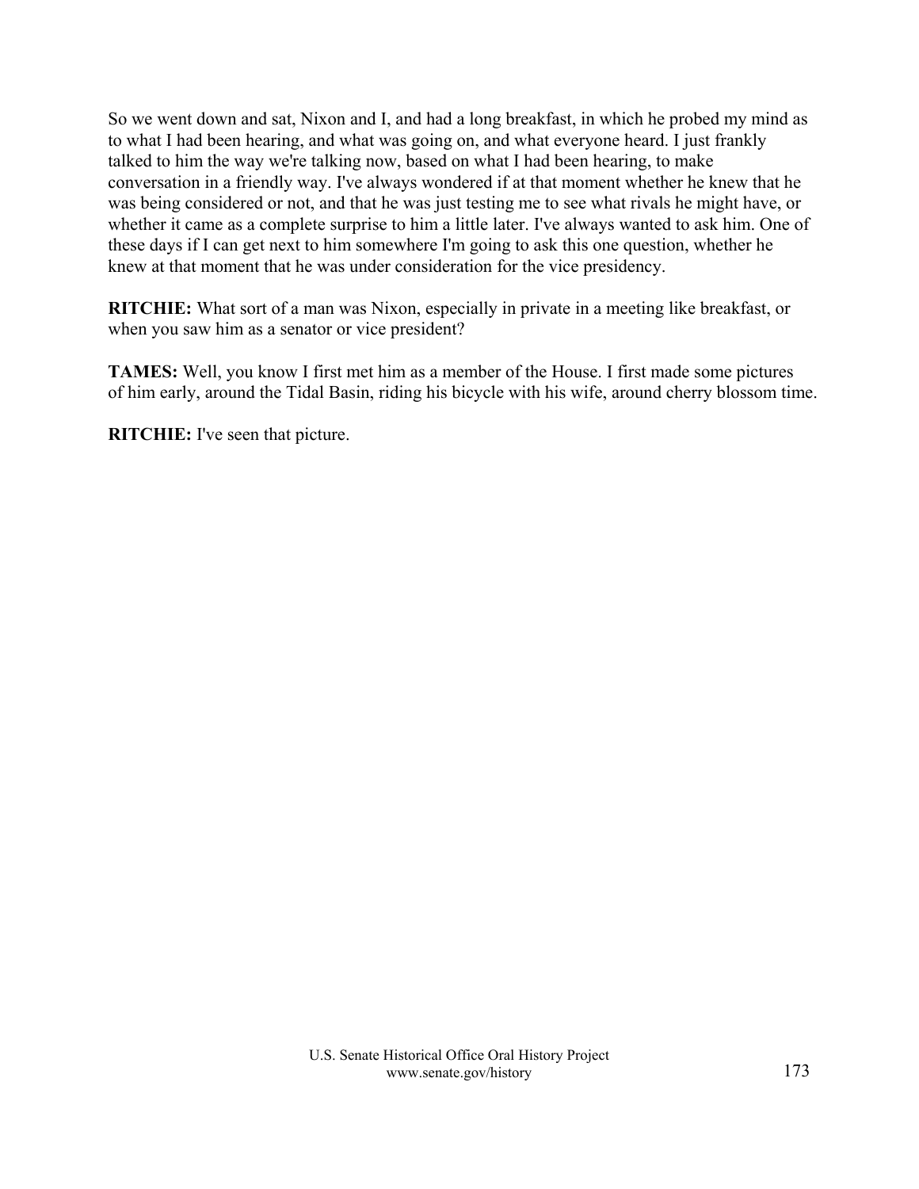So we went down and sat, Nixon and I, and had a long breakfast, in which he probed my mind as to what I had been hearing, and what was going on, and what everyone heard. I just frankly talked to him the way we're talking now, based on what I had been hearing, to make conversation in a friendly way. I've always wondered if at that moment whether he knew that he was being considered or not, and that he was just testing me to see what rivals he might have, or whether it came as a complete surprise to him a little later. I've always wanted to ask him. One of these days if I can get next to him somewhere I'm going to ask this one question, whether he knew at that moment that he was under consideration for the vice presidency.

**RITCHIE:** What sort of a man was Nixon, especially in private in a meeting like breakfast, or when you saw him as a senator or vice president?

**TAMES:** Well, you know I first met him as a member of the House. I first made some pictures of him early, around the Tidal Basin, riding his bicycle with his wife, around cherry blossom time.

**RITCHIE:** I've seen that picture.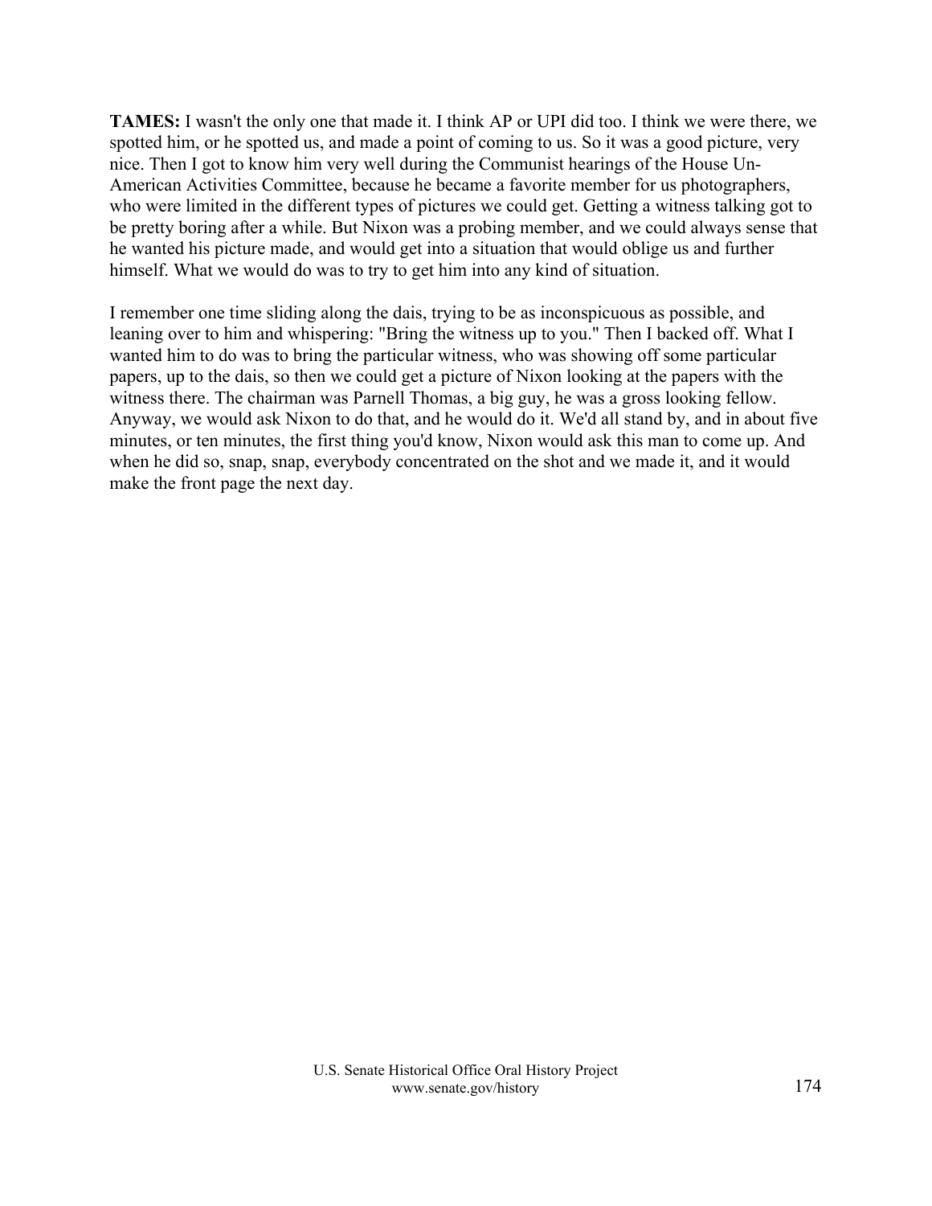**TAMES:** I wasn't the only one that made it. I think AP or UPI did too. I think we were there, we spotted him, or he spotted us, and made a point of coming to us. So it was a good picture, very nice. Then I got to know him very well during the Communist hearings of the House Un-American Activities Committee, because he became a favorite member for us photographers, who were limited in the different types of pictures we could get. Getting a witness talking got to be pretty boring after a while. But Nixon was a probing member, and we could always sense that he wanted his picture made, and would get into a situation that would oblige us and further himself. What we would do was to try to get him into any kind of situation.

I remember one time sliding along the dais, trying to be as inconspicuous as possible, and leaning over to him and whispering: "Bring the witness up to you." Then I backed off. What I wanted him to do was to bring the particular witness, who was showing off some particular papers, up to the dais, so then we could get a picture of Nixon looking at the papers with the witness there. The chairman was Parnell Thomas, a big guy, he was a gross looking fellow. Anyway, we would ask Nixon to do that, and he would do it. We'd all stand by, and in about five minutes, or ten minutes, the first thing you'd know, Nixon would ask this man to come up. And when he did so, snap, snap, everybody concentrated on the shot and we made it, and it would make the front page the next day.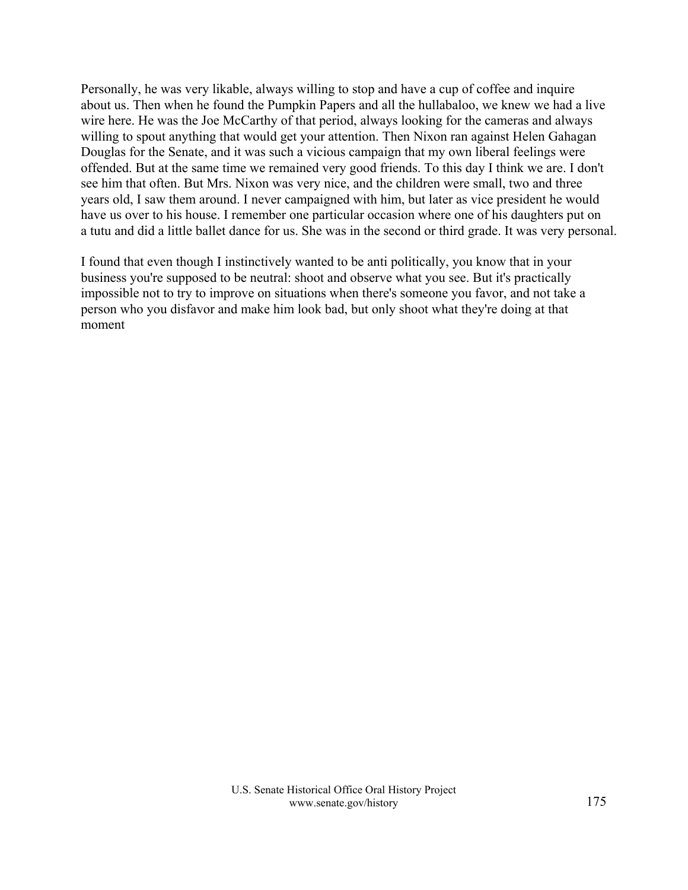Personally, he was very likable, always willing to stop and have a cup of coffee and inquire about us. Then when he found the Pumpkin Papers and all the hullabaloo, we knew we had a live wire here. He was the Joe McCarthy of that period, always looking for the cameras and always willing to spout anything that would get your attention. Then Nixon ran against Helen Gahagan Douglas for the Senate, and it was such a vicious campaign that my own liberal feelings were offended. But at the same time we remained very good friends. To this day I think we are. I don't see him that often. But Mrs. Nixon was very nice, and the children were small, two and three years old, I saw them around. I never campaigned with him, but later as vice president he would have us over to his house. I remember one particular occasion where one of his daughters put on a tutu and did a little ballet dance for us. She was in the second or third grade. It was very personal.

I found that even though I instinctively wanted to be anti politically, you know that in your business you're supposed to be neutral: shoot and observe what you see. But it's practically impossible not to try to improve on situations when there's someone you favor, and not take a person who you disfavor and make him look bad, but only shoot what they're doing at that moment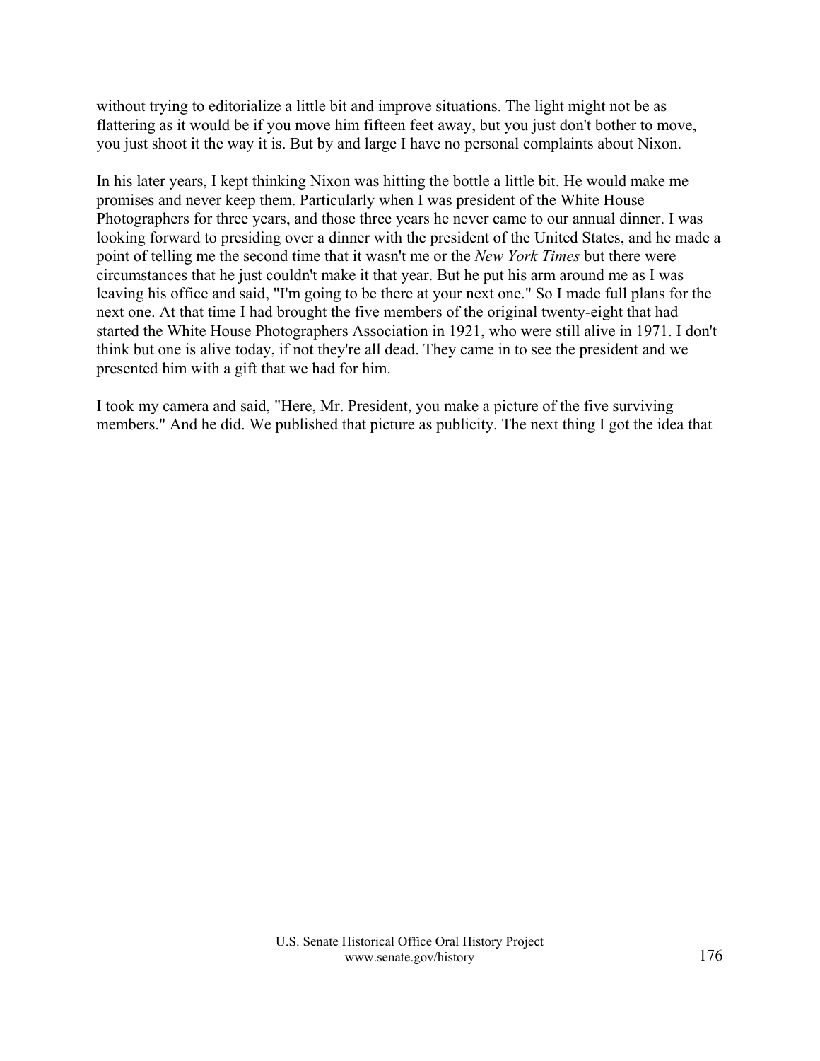without trying to editorialize a little bit and improve situations. The light might not be as flattering as it would be if you move him fifteen feet away, but you just don't bother to move, you just shoot it the way it is. But by and large I have no personal complaints about Nixon.

In his later years, I kept thinking Nixon was hitting the bottle a little bit. He would make me promises and never keep them. Particularly when I was president of the White House Photographers for three years, and those three years he never came to our annual dinner. I was looking forward to presiding over a dinner with the president of the United States, and he made a point of telling me the second time that it wasn't me or the *New York Times* but there were circumstances that he just couldn't make it that year. But he put his arm around me as I was leaving his office and said, "I'm going to be there at your next one." So I made full plans for the next one. At that time I had brought the five members of the original twenty-eight that had started the White House Photographers Association in 1921, who were still alive in 1971. I don't think but one is alive today, if not they're all dead. They came in to see the president and we presented him with a gift that we had for him.

I took my camera and said, "Here, Mr. President, you make a picture of the five surviving members." And he did. We published that picture as publicity. The next thing I got the idea that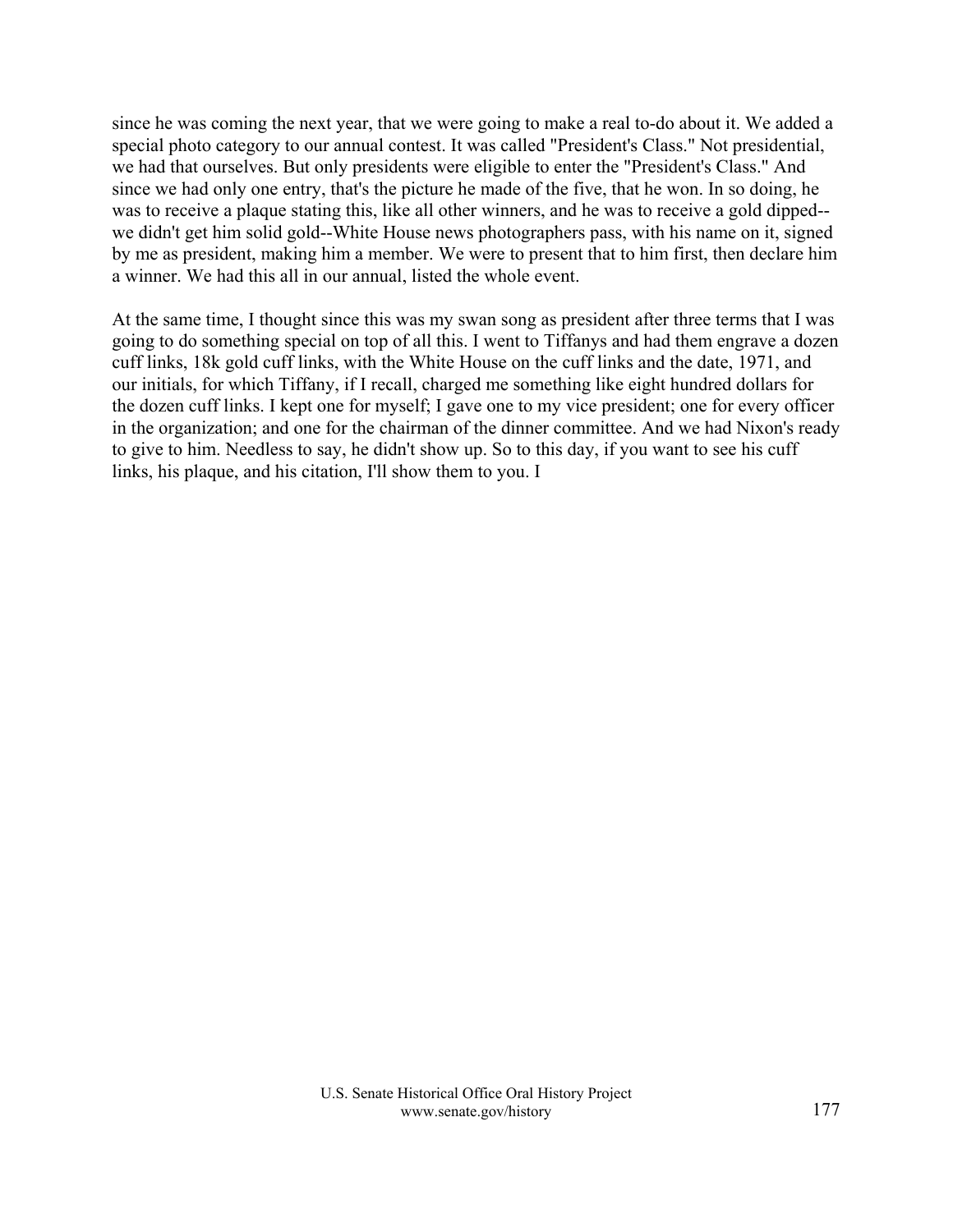since he was coming the next year, that we were going to make a real to-do about it. We added a special photo category to our annual contest. It was called "President's Class." Not presidential, we had that ourselves. But only presidents were eligible to enter the "President's Class." And since we had only one entry, that's the picture he made of the five, that he won. In so doing, he was to receive a plaque stating this, like all other winners, and he was to receive a gold dipped--we didn't get him solid gold--White House news photographers pass, with his name on it, signed by me as president, making him a member. We were to present that to him first, then declare him a winner. We had this all in our annual, listed the whole event.

At the same time, I thought since this was my swan song as president after three terms that I was going to do something special on top of all this. I went to Tiffanys and had them engrave a dozen cuff links, 18k gold cuff links, with the White House on the cuff links and the date, 1971, and our initials, for which Tiffany, if I recall, charged me something like eight hundred dollars for the dozen cuff links. I kept one for myself; I gave one to my vice president; one for every officer in the organization; and one for the chairman of the dinner committee. And we had Nixon's ready to give to him. Needless to say, he didn't show up. So to this day, if you want to see his cuff links, his plaque, and his citation, I'll show them to you. I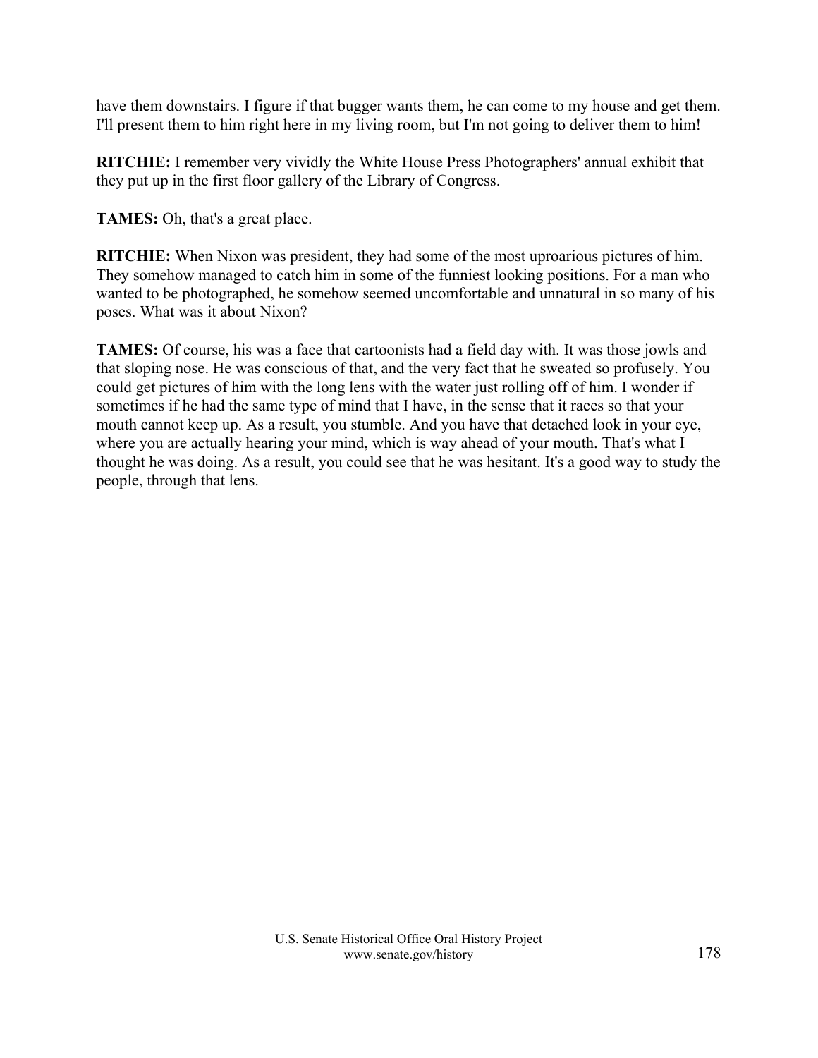have them downstairs. I figure if that bugger wants them, he can come to my house and get them. I'll present them to him right here in my living room, but I'm not going to deliver them to him!

**RITCHIE:** I remember very vividly the White House Press Photographers' annual exhibit that they put up in the first floor gallery of the Library of Congress.

**TAMES:** Oh, that's a great place.

**RITCHIE:** When Nixon was president, they had some of the most uproarious pictures of him. They somehow managed to catch him in some of the funniest looking positions. For a man who wanted to be photographed, he somehow seemed uncomfortable and unnatural in so many of his poses. What was it about Nixon?

**TAMES:** Of course, his was a face that cartoonists had a field day with. It was those jowls and that sloping nose. He was conscious of that, and the very fact that he sweated so profusely. You could get pictures of him with the long lens with the water just rolling off of him. I wonder if sometimes if he had the same type of mind that I have, in the sense that it races so that your mouth cannot keep up. As a result, you stumble. And you have that detached look in your eye, where you are actually hearing your mind, which is way ahead of your mouth. That's what I thought he was doing. As a result, you could see that he was hesitant. It's a good way to study the people, through that lens.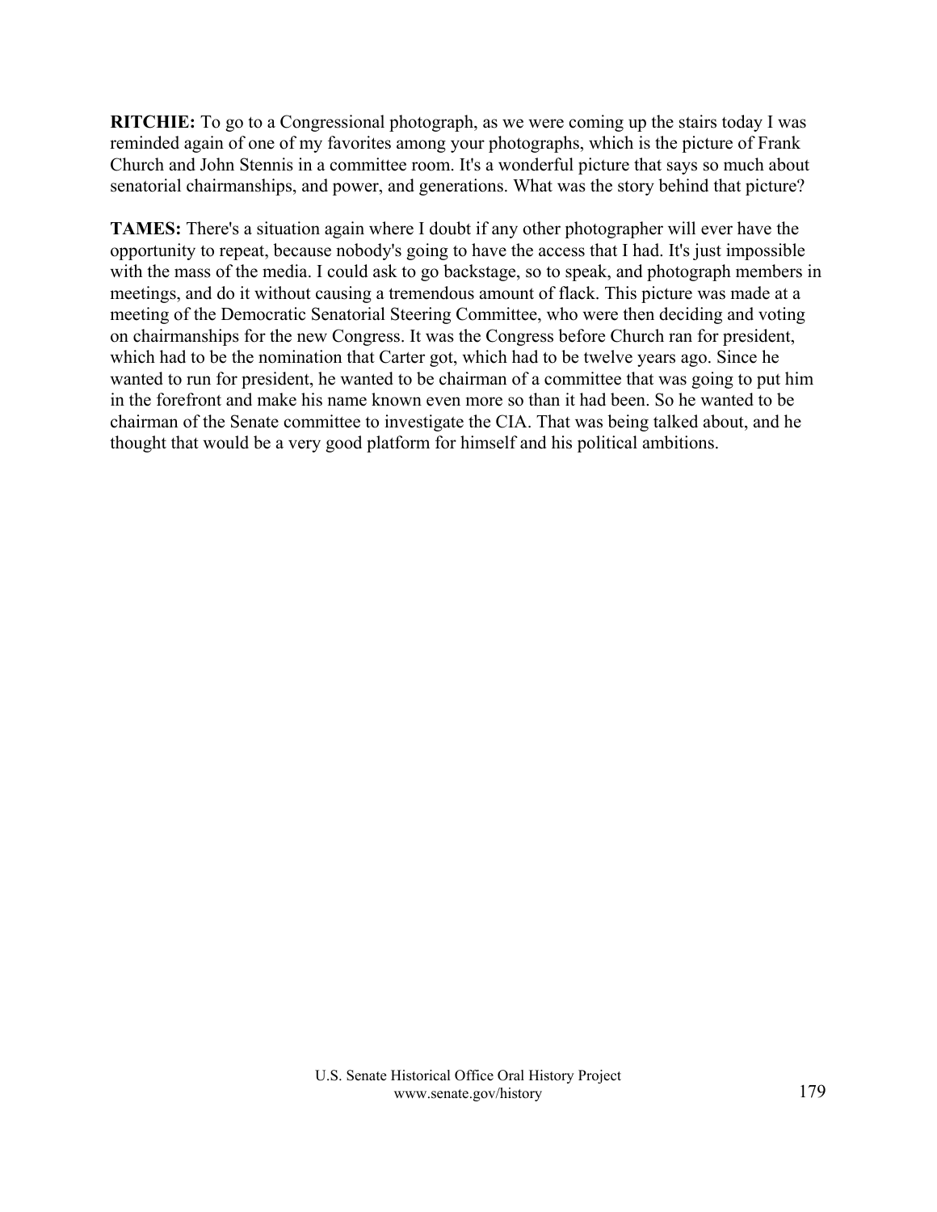**RITCHIE:** To go to a Congressional photograph, as we were coming up the stairs today I was reminded again of one of my favorites among your photographs, which is the picture of Frank Church and John Stennis in a committee room. It's a wonderful picture that says so much about senatorial chairmanships, and power, and generations. What was the story behind that picture?

**TAMES:** There's a situation again where I doubt if any other photographer will ever have the opportunity to repeat, because nobody's going to have the access that I had. It's just impossible with the mass of the media. I could ask to go backstage, so to speak, and photograph members in meetings, and do it without causing a tremendous amount of flack. This picture was made at a meeting of the Democratic Senatorial Steering Committee, who were then deciding and voting on chairmanships for the new Congress. It was the Congress before Church ran for president, which had to be the nomination that Carter got, which had to be twelve years ago. Since he wanted to run for president, he wanted to be chairman of a committee that was going to put him in the forefront and make his name known even more so than it had been. So he wanted to be chairman of the Senate committee to investigate the CIA. That was being talked about, and he thought that would be a very good platform for himself and his political ambitions.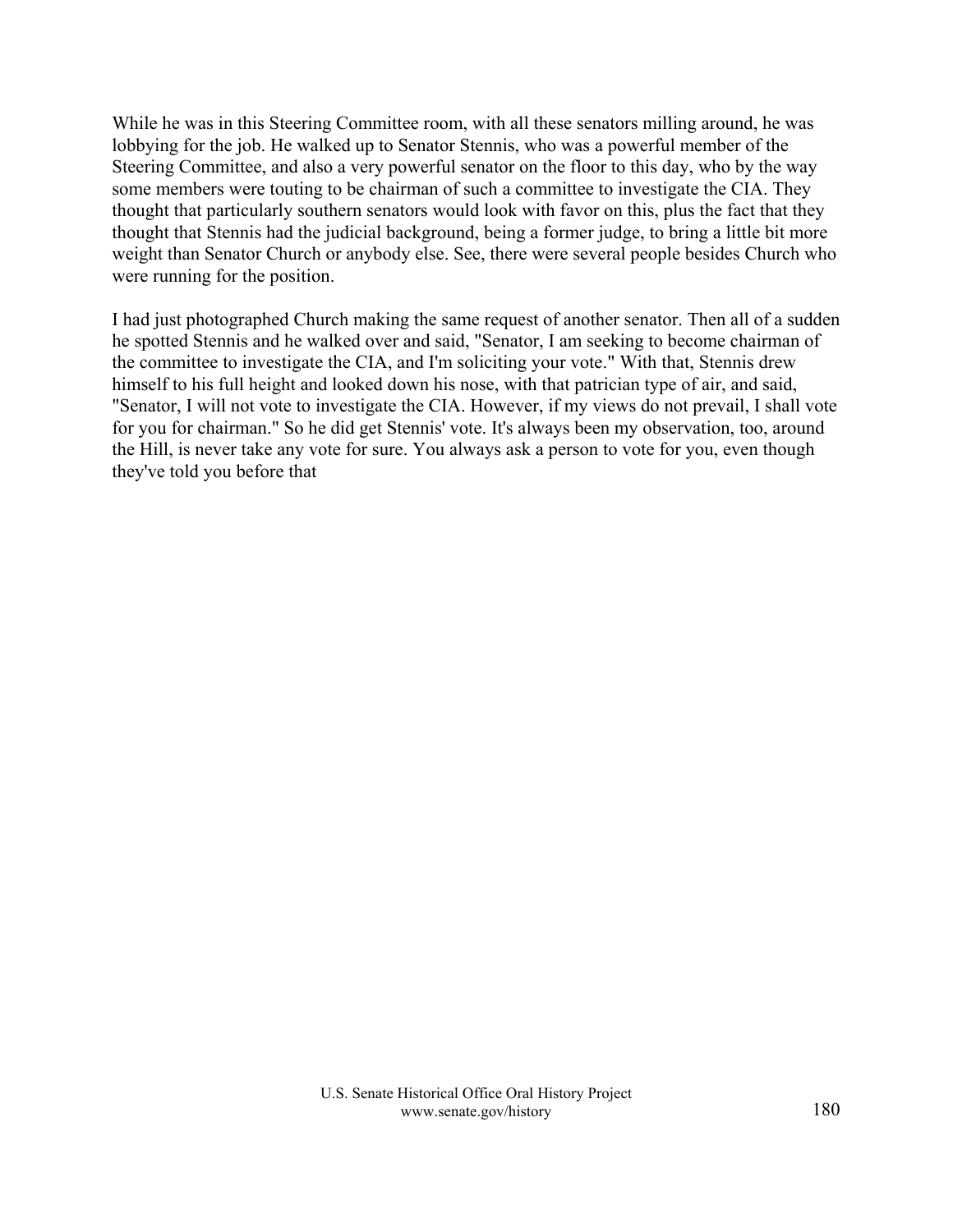While he was in this Steering Committee room, with all these senators milling around, he was lobbying for the job. He walked up to Senator Stennis, who was a powerful member of the Steering Committee, and also a very powerful senator on the floor to this day, who by the way some members were touting to be chairman of such a committee to investigate the CIA. They thought that particularly southern senators would look with favor on this, plus the fact that they thought that Stennis had the judicial background, being a former judge, to bring a little bit more weight than Senator Church or anybody else. See, there were several people besides Church who were running for the position.

I had just photographed Church making the same request of another senator. Then all of a sudden he spotted Stennis and he walked over and said, "Senator, I am seeking to become chairman of the committee to investigate the CIA, and I'm soliciting your vote." With that, Stennis drew himself to his full height and looked down his nose, with that patrician type of air, and said, "Senator, I will not vote to investigate the CIA. However, if my views do not prevail, I shall vote for you for chairman." So he did get Stennis' vote. It's always been my observation, too, around the Hill, is never take any vote for sure. You always ask a person to vote for you, even though they've told you before that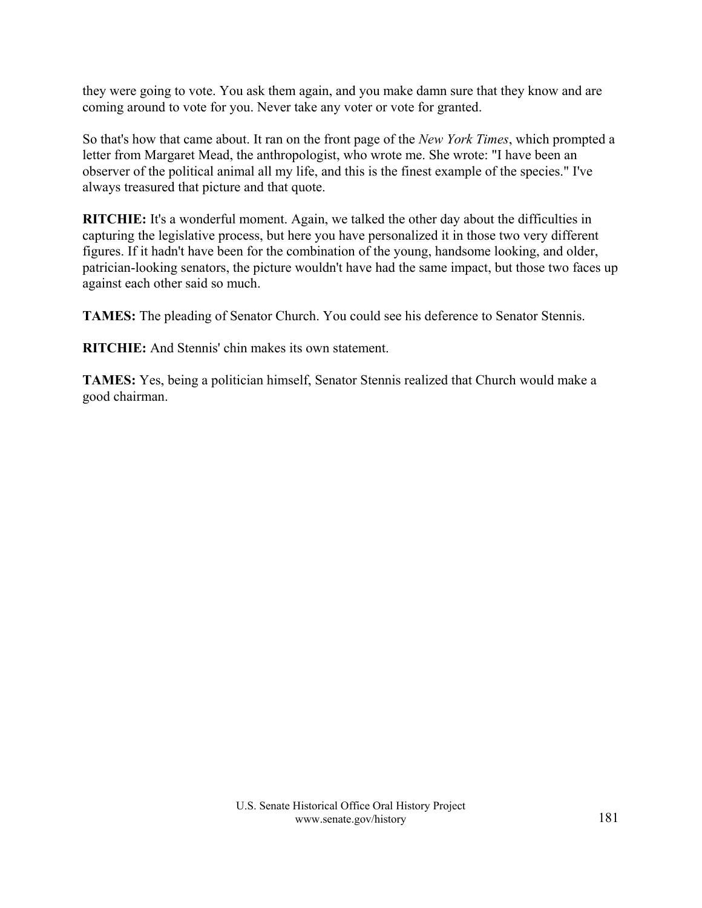they were going to vote. You ask them again, and you make damn sure that they know and are coming around to vote for you. Never take any voter or vote for granted.

So that's how that came about. It ran on the front page of the *New York Times*, which prompted a letter from Margaret Mead, the anthropologist, who wrote me. She wrote: "I have been an observer of the political animal all my life, and this is the finest example of the species." I've always treasured that picture and that quote.

**RITCHIE:** It's a wonderful moment. Again, we talked the other day about the difficulties in capturing the legislative process, but here you have personalized it in those two very different figures. If it hadn't have been for the combination of the young, handsome looking, and older, patrician-looking senators, the picture wouldn't have had the same impact, but those two faces up against each other said so much.

**TAMES:** The pleading of Senator Church. You could see his deference to Senator Stennis.

**RITCHIE:** And Stennis' chin makes its own statement.

**TAMES:** Yes, being a politician himself, Senator Stennis realized that Church would make a good chairman.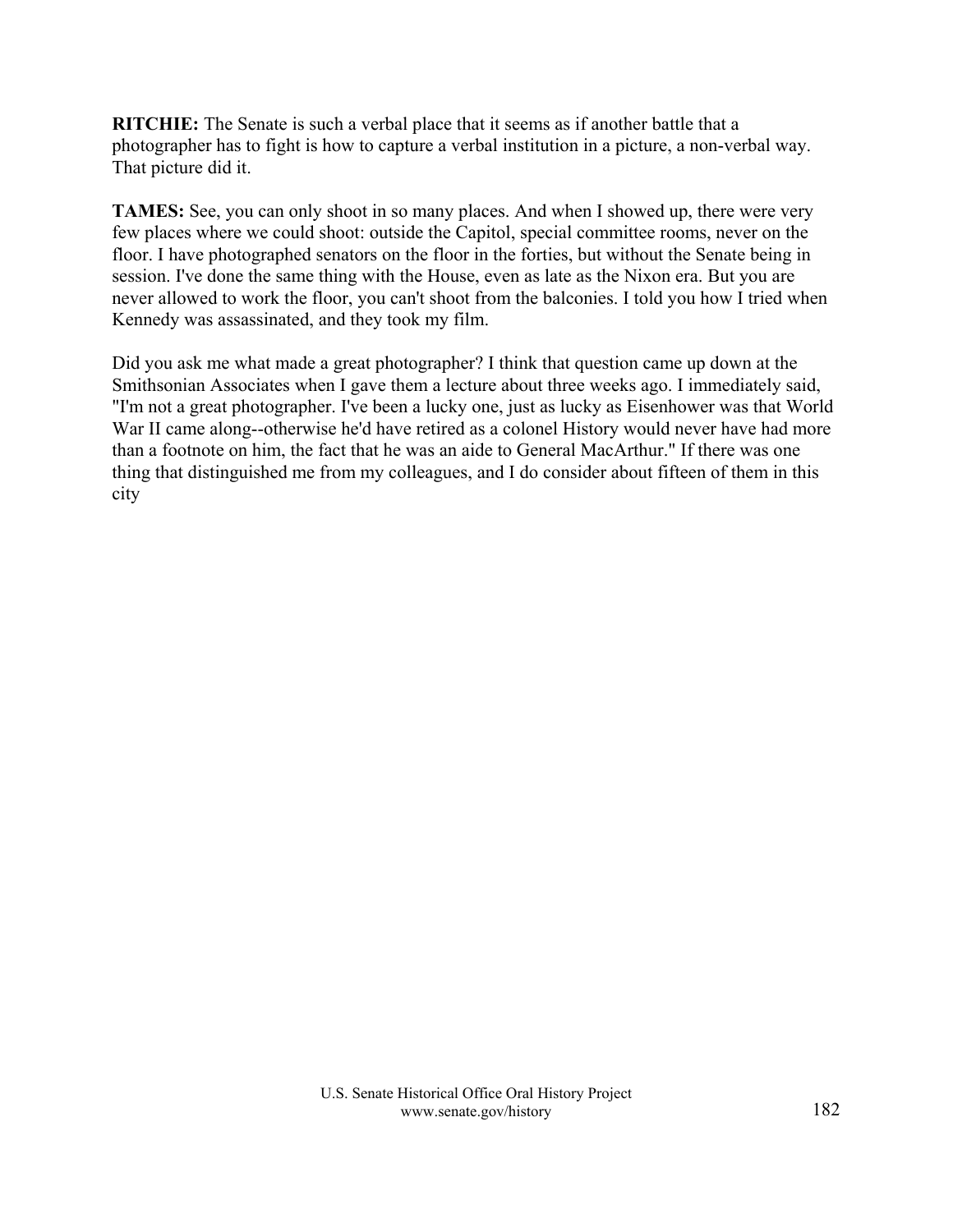**RITCHIE:** The Senate is such a verbal place that it seems as if another battle that a photographer has to fight is how to capture a verbal institution in a picture, a non-verbal way. That picture did it.

**TAMES:** See, you can only shoot in so many places. And when I showed up, there were very few places where we could shoot: outside the Capitol, special committee rooms, never on the floor. I have photographed senators on the floor in the forties, but without the Senate being in session. I've done the same thing with the House, even as late as the Nixon era. But you are never allowed to work the floor, you can't shoot from the balconies. I told you how I tried when Kennedy was assassinated, and they took my film.

Did you ask me what made a great photographer? I think that question came up down at the Smithsonian Associates when I gave them a lecture about three weeks ago. I immediately said, "I'm not a great photographer. I've been a lucky one, just as lucky as Eisenhower was that World War II came along--otherwise he'd have retired as a colonel History would never have had more than a footnote on him, the fact that he was an aide to General MacArthur." If there was one thing that distinguished me from my colleagues, and I do consider about fifteen of them in this city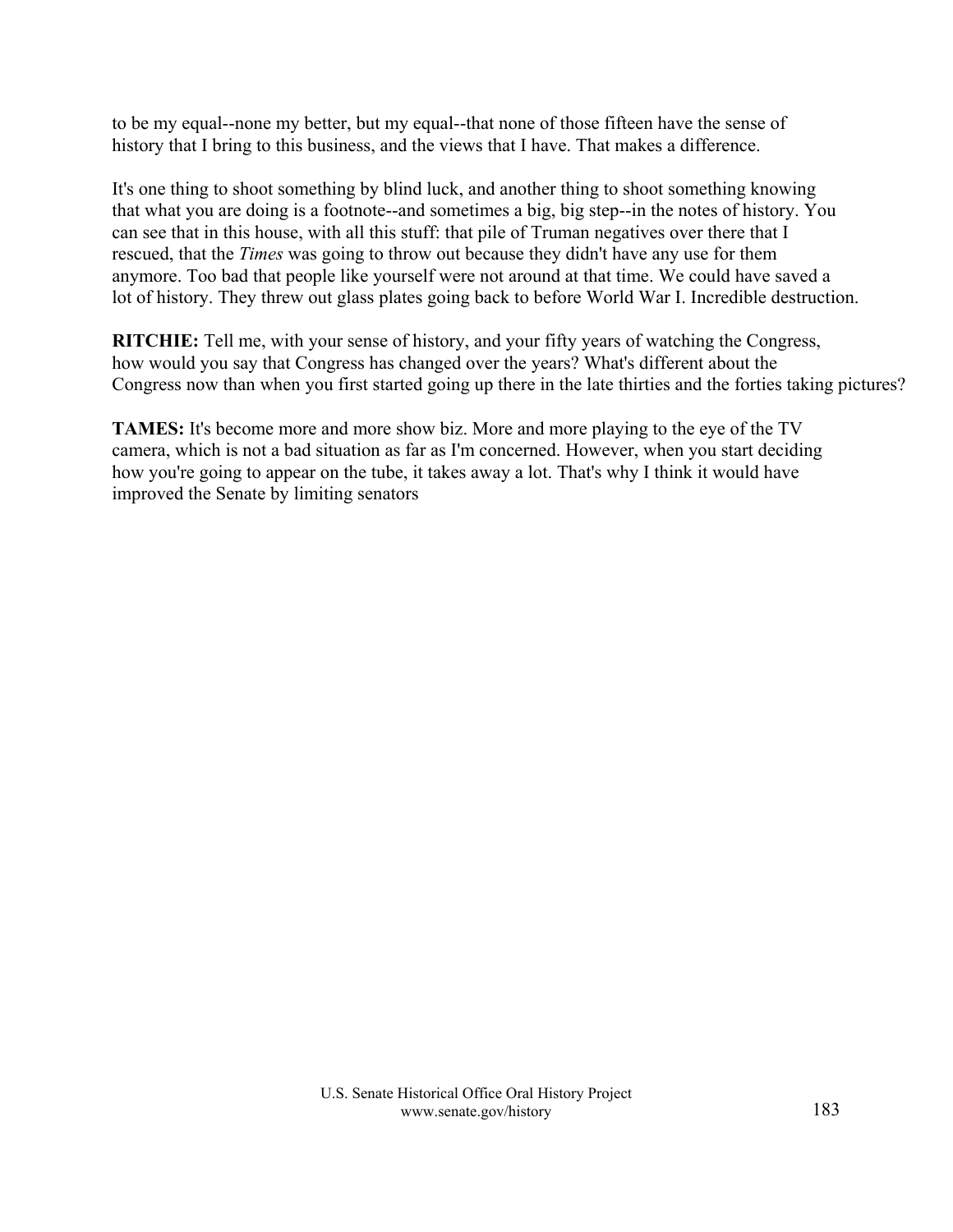to be my equal--none my better, but my equal--that none of those fifteen have the sense of history that I bring to this business, and the views that I have. That makes a difference.

It's one thing to shoot something by blind luck, and another thing to shoot something knowing that what you are doing is a footnote--and sometimes a big, big step--in the notes of history. You can see that in this house, with all this stuff: that pile of Truman negatives over there that I rescued, that the *Times* was going to throw out because they didn't have any use for them anymore. Too bad that people like yourself were not around at that time. We could have saved a lot of history. They threw out glass plates going back to before World War I. Incredible destruction.

**RITCHIE:** Tell me, with your sense of history, and your fifty years of watching the Congress, how would you say that Congress has changed over the years? What's different about the Congress now than when you first started going up there in the late thirties and the forties taking pictures?

**TAMES:** It's become more and more show biz. More and more playing to the eye of the TV camera, which is not a bad situation as far as I'm concerned. However, when you start deciding how you're going to appear on the tube, it takes away a lot. That's why I think it would have improved the Senate by limiting senators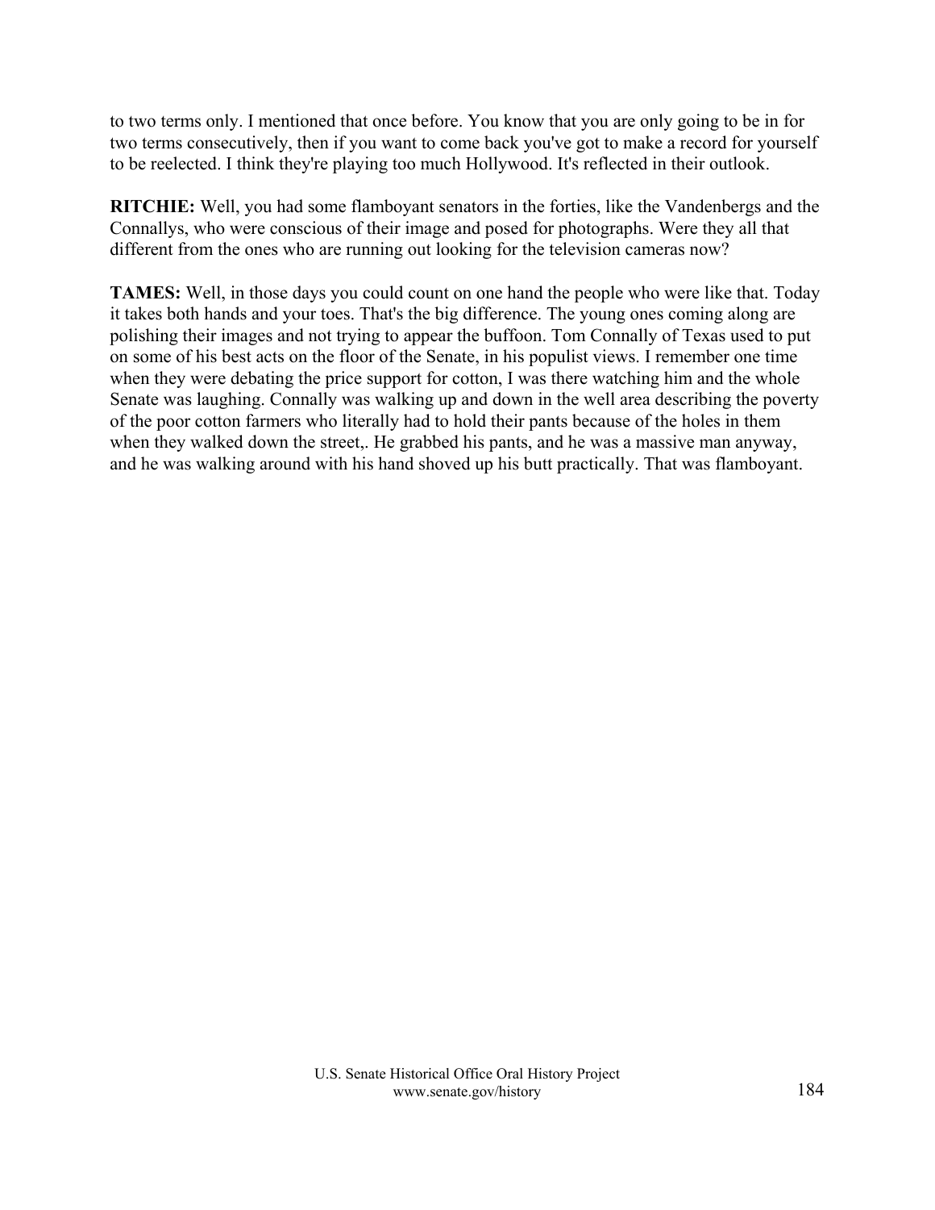to two terms only. I mentioned that once before. You know that you are only going to be in for two terms consecutively, then if you want to come back you've got to make a record for yourself to be reelected. I think they're playing too much Hollywood. It's reflected in their outlook.

**RITCHIE:** Well, you had some flamboyant senators in the forties, like the Vandenbergs and the Connallys, who were conscious of their image and posed for photographs. Were they all that different from the ones who are running out looking for the television cameras now?

**TAMES:** Well, in those days you could count on one hand the people who were like that. Today it takes both hands and your toes. That's the big difference. The young ones coming along are polishing their images and not trying to appear the buffoon. Tom Connally of Texas used to put on some of his best acts on the floor of the Senate, in his populist views. I remember one time when they were debating the price support for cotton, I was there watching him and the whole Senate was laughing. Connally was walking up and down in the well area describing the poverty of the poor cotton farmers who literally had to hold their pants because of the holes in them when they walked down the street,. He grabbed his pants, and he was a massive man anyway, and he was walking around with his hand shoved up his butt practically. That was flamboyant.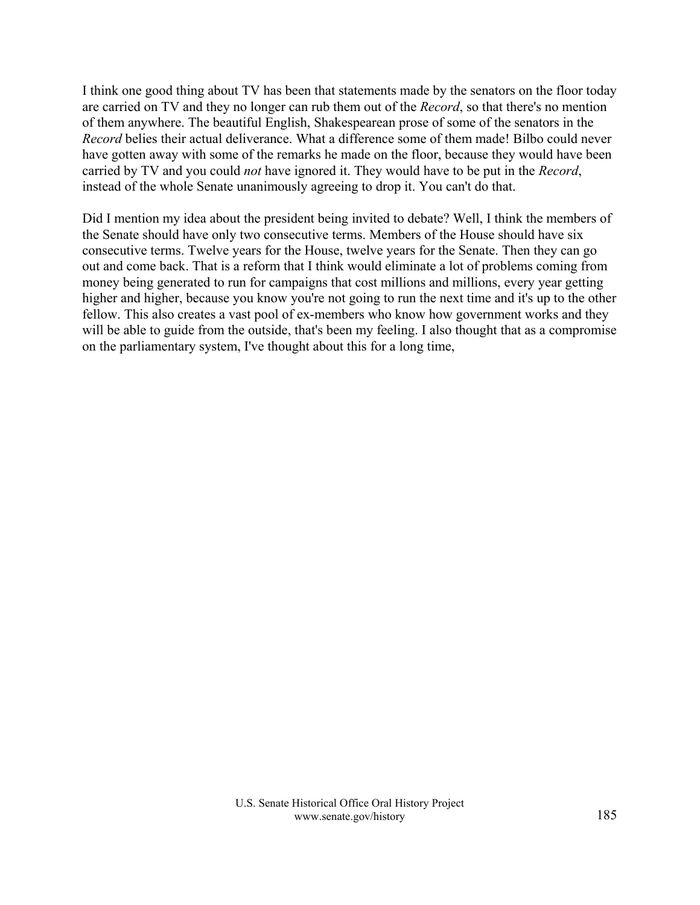I think one good thing about TV has been that statements made by the senators on the floor today are carried on TV and they no longer can rub them out of the *Record*, so that there's no mention of them anywhere. The beautiful English, Shakespearean prose of some of the senators in the *Record* belies their actual deliverance. What a difference some of them made! Bilbo could never have gotten away with some of the remarks he made on the floor, because they would have been carried by TV and you could *not* have ignored it. They would have to be put in the *Record*, instead of the whole Senate unanimously agreeing to drop it. You can't do that.

Did I mention my idea about the president being invited to debate? Well, I think the members of the Senate should have only two consecutive terms. Members of the House should have six consecutive terms. Twelve years for the House, twelve years for the Senate. Then they can go out and come back. That is a reform that I think would eliminate a lot of problems coming from money being generated to run for campaigns that cost millions and millions, every year getting higher and higher, because you know you're not going to run the next time and it's up to the other fellow. This also creates a vast pool of ex-members who know how government works and they will be able to guide from the outside, that's been my feeling. I also thought that as a compromise on the parliamentary system, I've thought about this for a long time,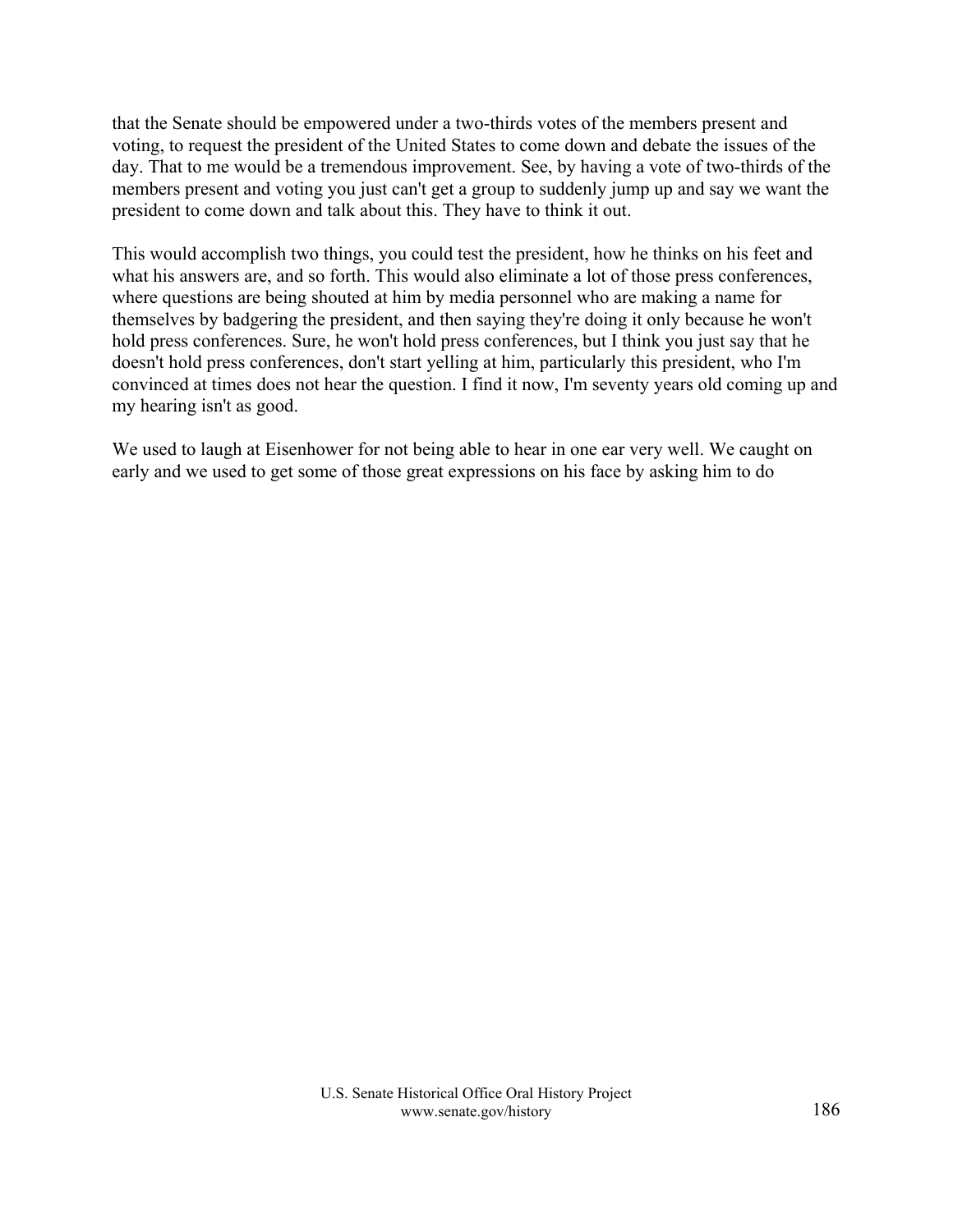that the Senate should be empowered under a two-thirds votes of the members present and voting, to request the president of the United States to come down and debate the issues of the day. That to me would be a tremendous improvement. See, by having a vote of two-thirds of the members present and voting you just can't get a group to suddenly jump up and say we want the president to come down and talk about this. They have to think it out.

This would accomplish two things, you could test the president, how he thinks on his feet and what his answers are, and so forth. This would also eliminate a lot of those press conferences, where questions are being shouted at him by media personnel who are making a name for themselves by badgering the president, and then saying they're doing it only because he won't hold press conferences. Sure, he won't hold press conferences, but I think you just say that he doesn't hold press conferences, don't start yelling at him, particularly this president, who I'm convinced at times does not hear the question. I find it now, I'm seventy years old coming up and my hearing isn't as good.

We used to laugh at Eisenhower for not being able to hear in one ear very well. We caught on early and we used to get some of those great expressions on his face by asking him to do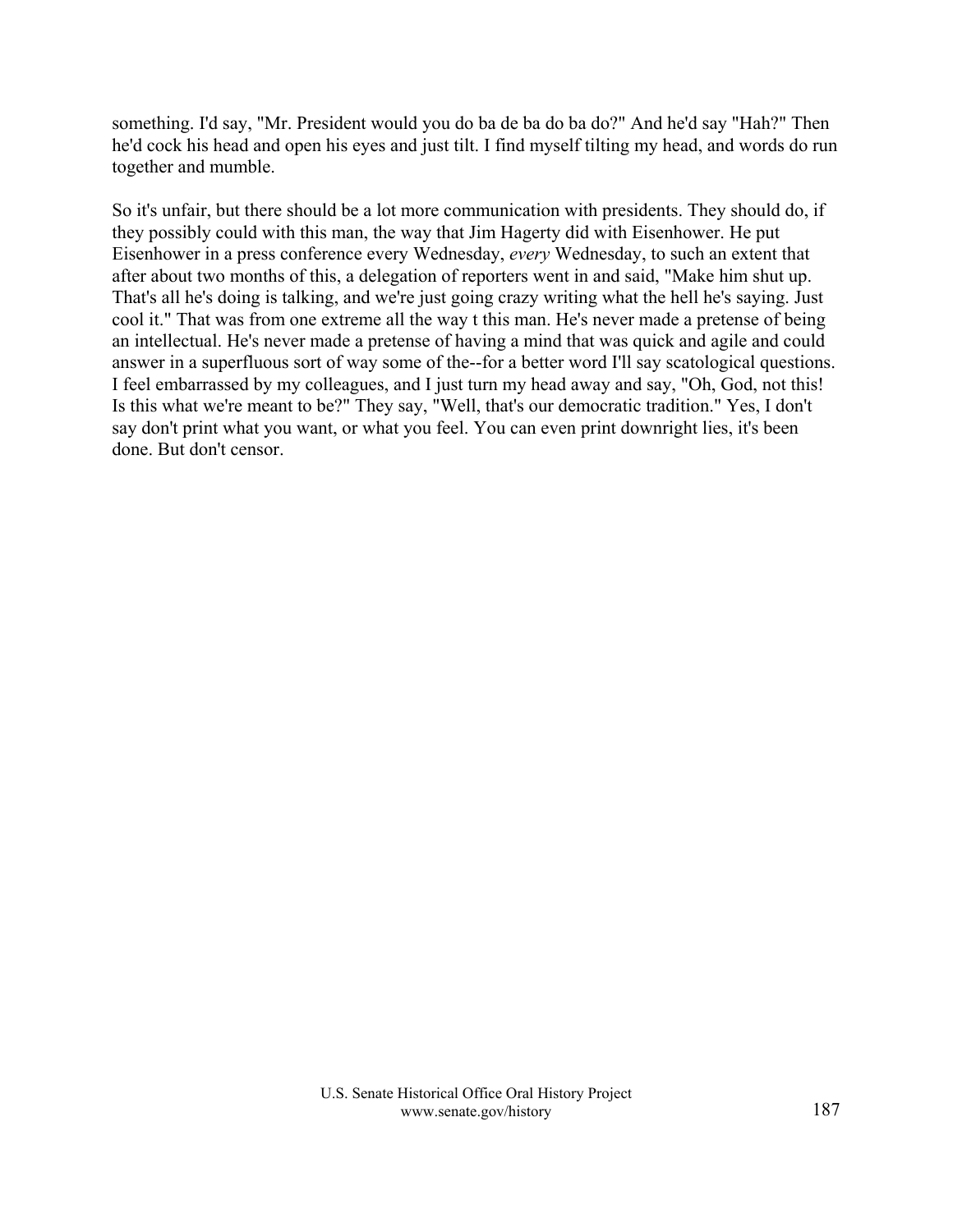something. I'd say, "Mr. President would you do ba de ba do ba do?" And he'd say "Hah?" Then he'd cock his head and open his eyes and just tilt. I find myself tilting my head, and words do run together and mumble.

So it's unfair, but there should be a lot more communication with presidents. They should do, if they possibly could with this man, the way that Jim Hagerty did with Eisenhower. He put Eisenhower in a press conference every Wednesday, *every* Wednesday, to such an extent that after about two months of this, a delegation of reporters went in and said, "Make him shut up. That's all he's doing is talking, and we're just going crazy writing what the hell he's saying. Just cool it." That was from one extreme all the way t this man. He's never made a pretense of being an intellectual. He's never made a pretense of having a mind that was quick and agile and could answer in a superfluous sort of way some of the--for a better word I'll say scatological questions. I feel embarrassed by my colleagues, and I just turn my head away and say, "Oh, God, not this! Is this what we're meant to be?" They say, "Well, that's our democratic tradition." Yes, I don't say don't print what you want, or what you feel. You can even print downright lies, it's been done. But don't censor.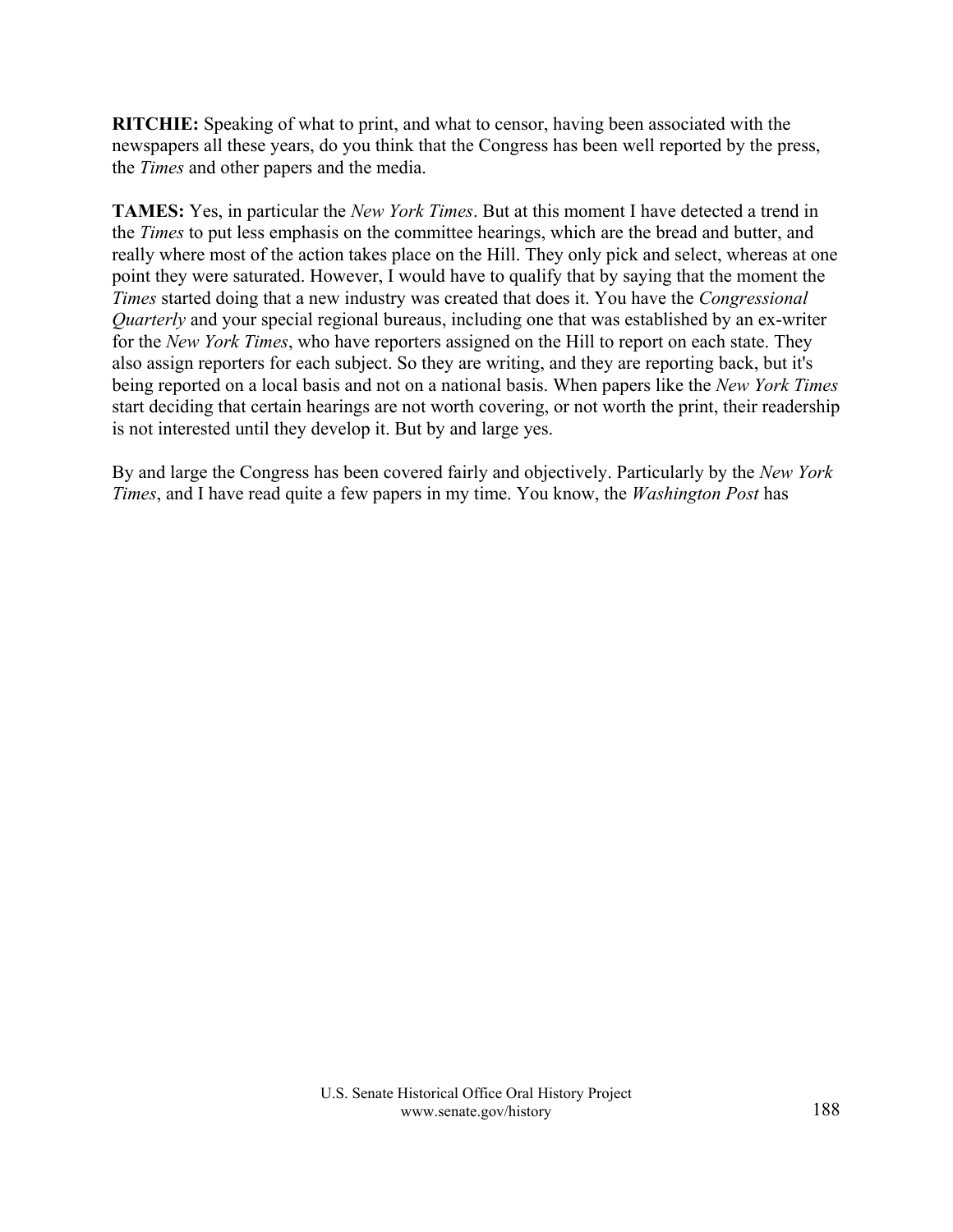**RITCHIE:** Speaking of what to print, and what to censor, having been associated with the newspapers all these years, do you think that the Congress has been well reported by the press, the *Times* and other papers and the media.

**TAMES:** Yes, in particular the *New York Times*. But at this moment I have detected a trend in the *Times* to put less emphasis on the committee hearings, which are the bread and butter, and really where most of the action takes place on the Hill. They only pick and select, whereas at one point they were saturated. However, I would have to qualify that by saying that the moment the *Times* started doing that a new industry was created that does it. You have the *Congressional Quarterly* and your special regional bureaus, including one that was established by an ex-writer for the *New York Times*, who have reporters assigned on the Hill to report on each state. They also assign reporters for each subject. So they are writing, and they are reporting back, but it's being reported on a local basis and not on a national basis. When papers like the *New York Times* start deciding that certain hearings are not worth covering, or not worth the print, their readership is not interested until they develop it. But by and large yes.

By and large the Congress has been covered fairly and objectively. Particularly by the *New York Times*, and I have read quite a few papers in my time. You know, the *Washington Post* has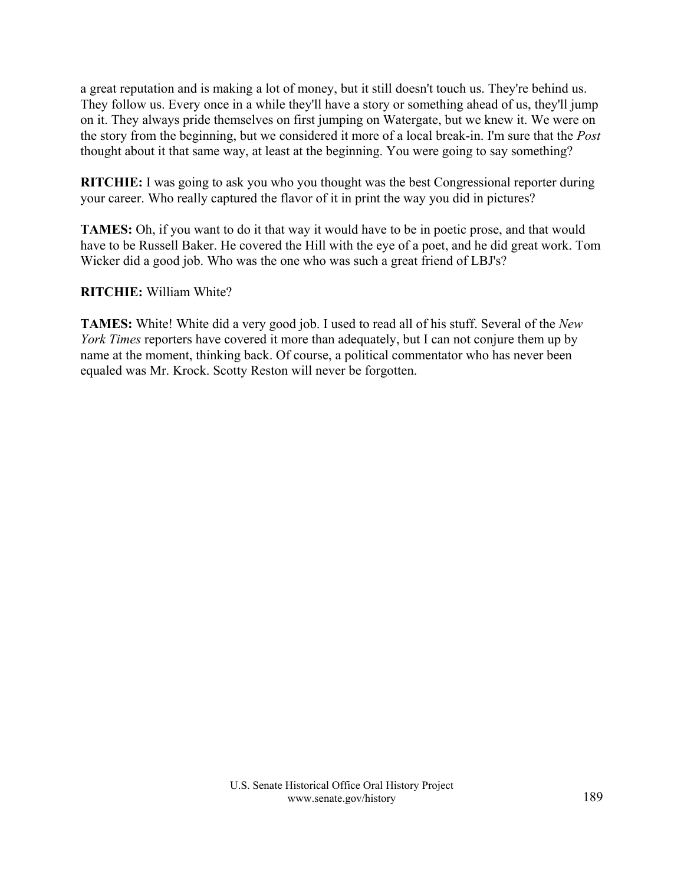a great reputation and is making a lot of money, but it still doesn't touch us. They're behind us. They follow us. Every once in a while they'll have a story or something ahead of us, they'll jump on it. They always pride themselves on first jumping on Watergate, but we knew it. We were on the story from the beginning, but we considered it more of a local break-in. I'm sure that the *Post* thought about it that same way, at least at the beginning. You were going to say something?

**RITCHIE:** I was going to ask you who you thought was the best Congressional reporter during your career. Who really captured the flavor of it in print the way you did in pictures?

**TAMES:** Oh, if you want to do it that way it would have to be in poetic prose, and that would have to be Russell Baker. He covered the Hill with the eye of a poet, and he did great work. Tom Wicker did a good job. Who was the one who was such a great friend of LBJ's?

**RITCHIE:** William White?

**TAMES:** White! White did a very good job. I used to read all of his stuff. Several of the *New York Times* reporters have covered it more than adequately, but I can not conjure them up by name at the moment, thinking back. Of course, a political commentator who has never been equaled was Mr. Krock. Scotty Reston will never be forgotten.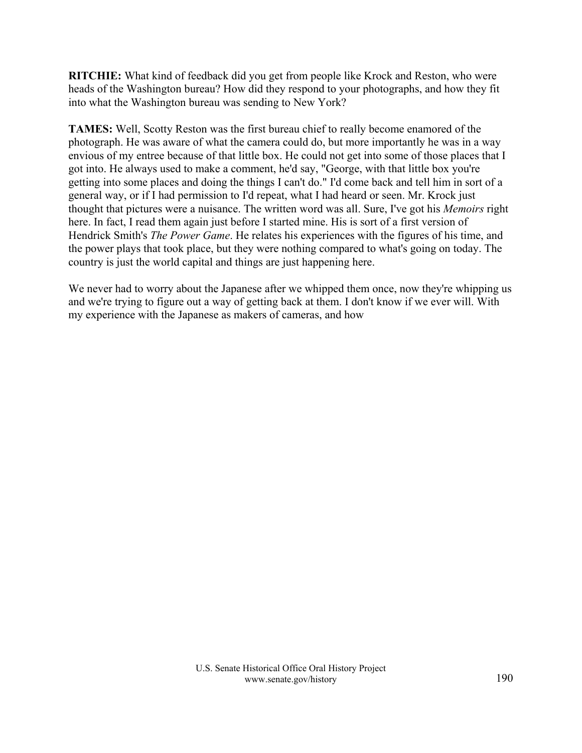**RITCHIE:** What kind of feedback did you get from people like Krock and Reston, who were heads of the Washington bureau? How did they respond to your photographs, and how they fit into what the Washington bureau was sending to New York?

**TAMES:** Well, Scotty Reston was the first bureau chief to really become enamored of the photograph. He was aware of what the camera could do, but more importantly he was in a way envious of my entree because of that little box. He could not get into some of those places that I got into. He always used to make a comment, he'd say, "George, with that little box you're getting into some places and doing the things I can't do." I'd come back and tell him in sort of a general way, or if I had permission to I'd repeat, what I had heard or seen. Mr. Krock just thought that pictures were a nuisance. The written word was all. Sure, I've got his *Memoirs* right here. In fact, I read them again just before I started mine. His is sort of a first version of Hendrick Smith's *The Power Game*. He relates his experiences with the figures of his time, and the power plays that took place, but they were nothing compared to what's going on today. The country is just the world capital and things are just happening here.

We never had to worry about the Japanese after we whipped them once, now they're whipping us and we're trying to figure out a way of getting back at them. I don't know if we ever will. With my experience with the Japanese as makers of cameras, and how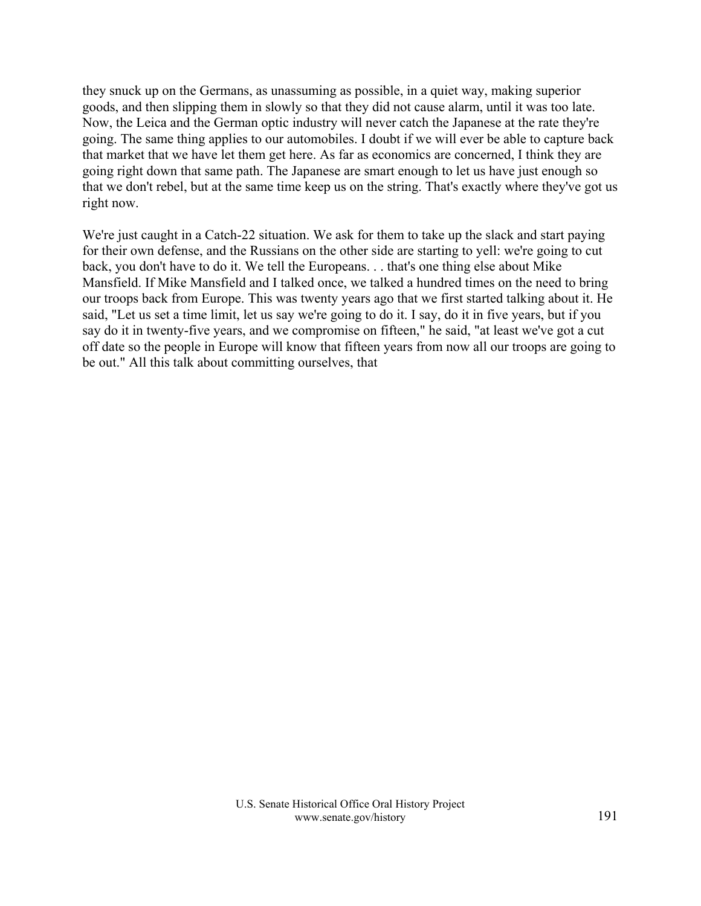they snuck up on the Germans, as unassuming as possible, in a quiet way, making superior goods, and then slipping them in slowly so that they did not cause alarm, until it was too late. Now, the Leica and the German optic industry will never catch the Japanese at the rate they're going. The same thing applies to our automobiles. I doubt if we will ever be able to capture back that market that we have let them get here. As far as economics are concerned, I think they are going right down that same path. The Japanese are smart enough to let us have just enough so that we don't rebel, but at the same time keep us on the string. That's exactly where they've got us right now.

We're just caught in a Catch-22 situation. We ask for them to take up the slack and start paying for their own defense, and the Russians on the other side are starting to yell: we're going to cut back, you don't have to do it. We tell the Europeans. . . that's one thing else about Mike Mansfield. If Mike Mansfield and I talked once, we talked a hundred times on the need to bring our troops back from Europe. This was twenty years ago that we first started talking about it. He said, "Let us set a time limit, let us say we're going to do it. I say, do it in five years, but if you say do it in twenty-five years, and we compromise on fifteen," he said, "at least we've got a cut off date so the people in Europe will know that fifteen years from now all our troops are going to be out." All this talk about committing ourselves, that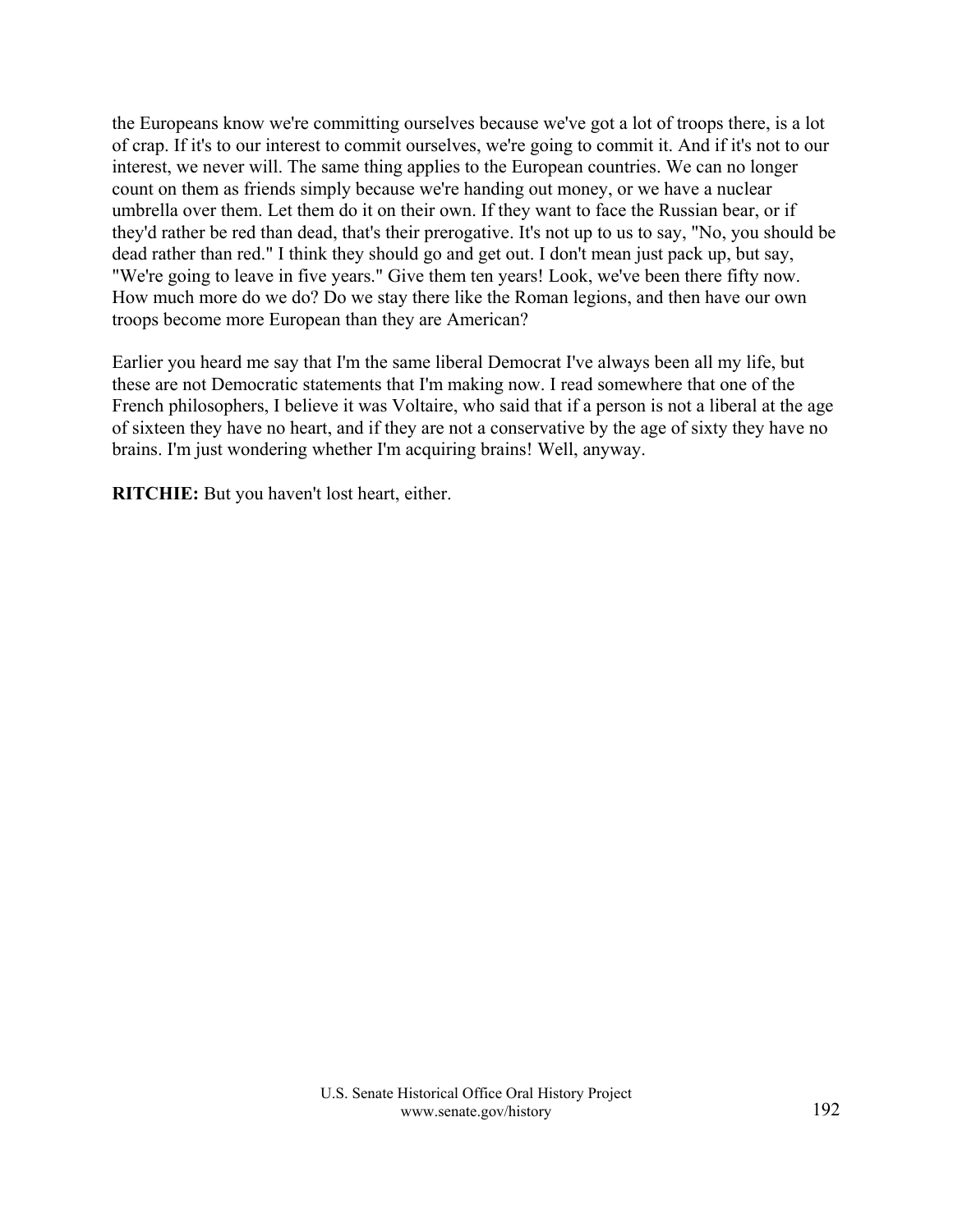the Europeans know we're committing ourselves because we've got a lot of troops there, is a lot of crap. If it's to our interest to commit ourselves, we're going to commit it. And if it's not to our interest, we never will. The same thing applies to the European countries. We can no longer count on them as friends simply because we're handing out money, or we have a nuclear umbrella over them. Let them do it on their own. If they want to face the Russian bear, or if they'd rather be red than dead, that's their prerogative. It's not up to us to say, "No, you should be dead rather than red." I think they should go and get out. I don't mean just pack up, but say, "We're going to leave in five years." Give them ten years! Look, we've been there fifty now. How much more do we do? Do we stay there like the Roman legions, and then have our own troops become more European than they are American?

Earlier you heard me say that I'm the same liberal Democrat I've always been all my life, but these are not Democratic statements that I'm making now. I read somewhere that one of the French philosophers, I believe it was Voltaire, who said that if a person is not a liberal at the age of sixteen they have no heart, and if they are not a conservative by the age of sixty they have no brains. I'm just wondering whether I'm acquiring brains! Well, anyway.

**RITCHIE:** But you haven't lost heart, either.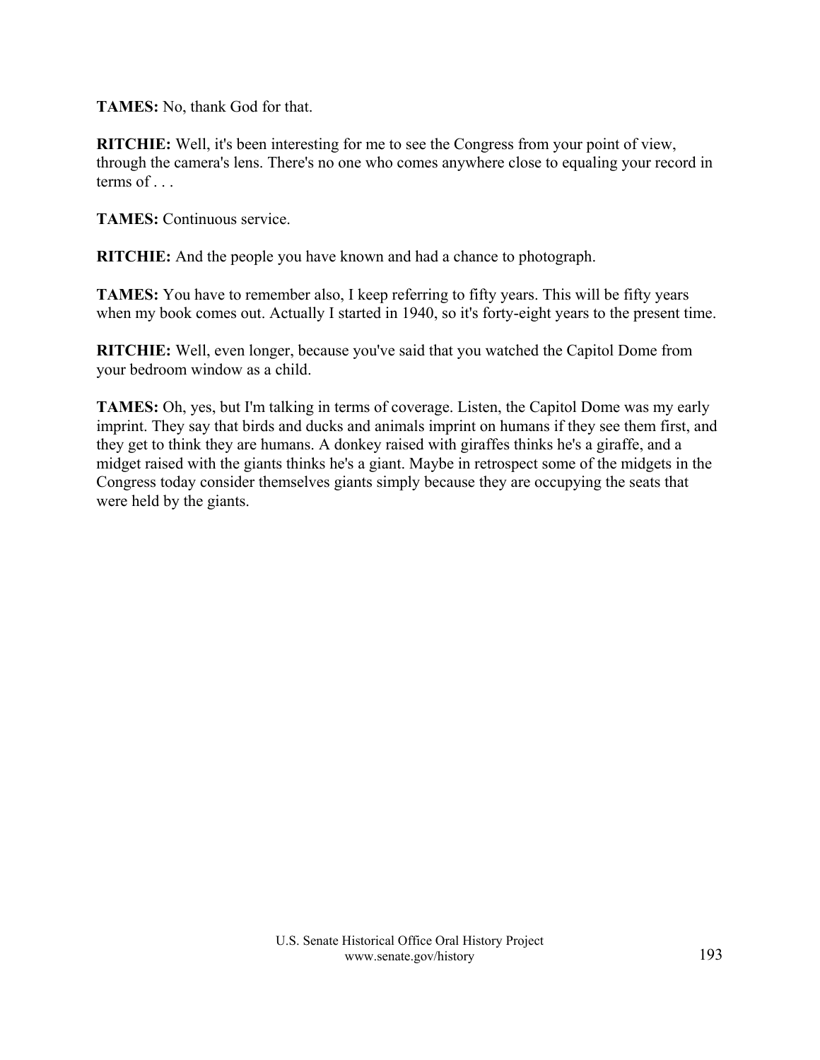**TAMES:** No, thank God for that.

**RITCHIE:** Well, it's been interesting for me to see the Congress from your point of view, through the camera's lens. There's no one who comes anywhere close to equaling your record in terms of . . .

**TAMES:** Continuous service.

**RITCHIE:** And the people you have known and had a chance to photograph.

**TAMES:** You have to remember also, I keep referring to fifty years. This will be fifty years when my book comes out. Actually I started in 1940, so it's forty-eight years to the present time.

**RITCHIE:** Well, even longer, because you've said that you watched the Capitol Dome from your bedroom window as a child.

**TAMES:** Oh, yes, but I'm talking in terms of coverage. Listen, the Capitol Dome was my early imprint. They say that birds and ducks and animals imprint on humans if they see them first, and they get to think they are humans. A donkey raised with giraffes thinks he's a giraffe, and a midget raised with the giants thinks he's a giant. Maybe in retrospect some of the midgets in the Congress today consider themselves giants simply because they are occupying the seats that were held by the giants.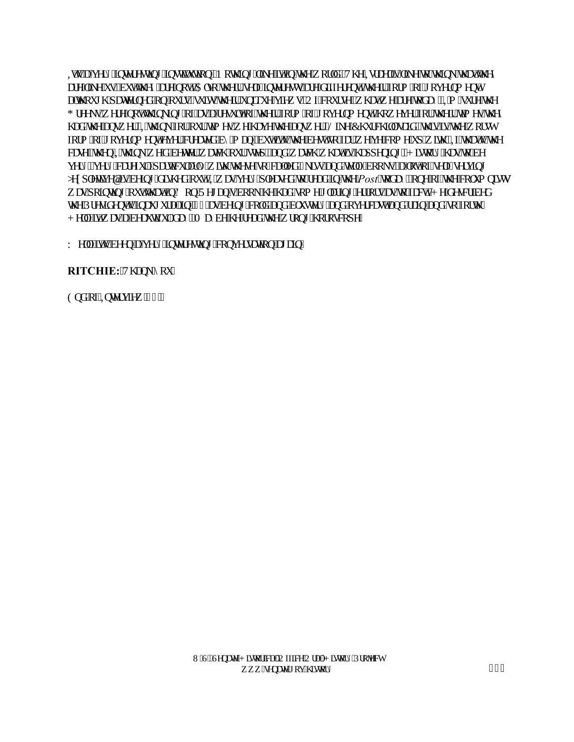It's a very interesting interpretation. Nothing like it in the world. They really like to think that they are like us but they are not. A lot of their real interests are different, their form of government although patterned on ours suits their unique views. Of course, what we are today, I'm sure the Greeks were not thinking of as a result of their form of government, however for their times they had the answer. I think for our times we think we have the answer. Like Churchill said, this is the worst form of government ever created by man but it's the best that we have come up with. If that's the case then, I think we do better watch our steps and watch what is happening. History has to be very, very carefully, particularly with these so-called facts and tell-all books and a lot of self serving [expletive] as being dished out. I was very pleased to read in the *Post* today, one of the columnists was pointing out that Don Regan's book, he had some glaring errors as to facts. He described the President's inaugural in 1981 as being cold and blustery and overcast and raining and so forth. Hell it was a beautiful day. Maybe he read the wrong horoscope.

Well it's been a very interesting conversation again.

**RITCHIE:** Thank you.

End of Interview #5